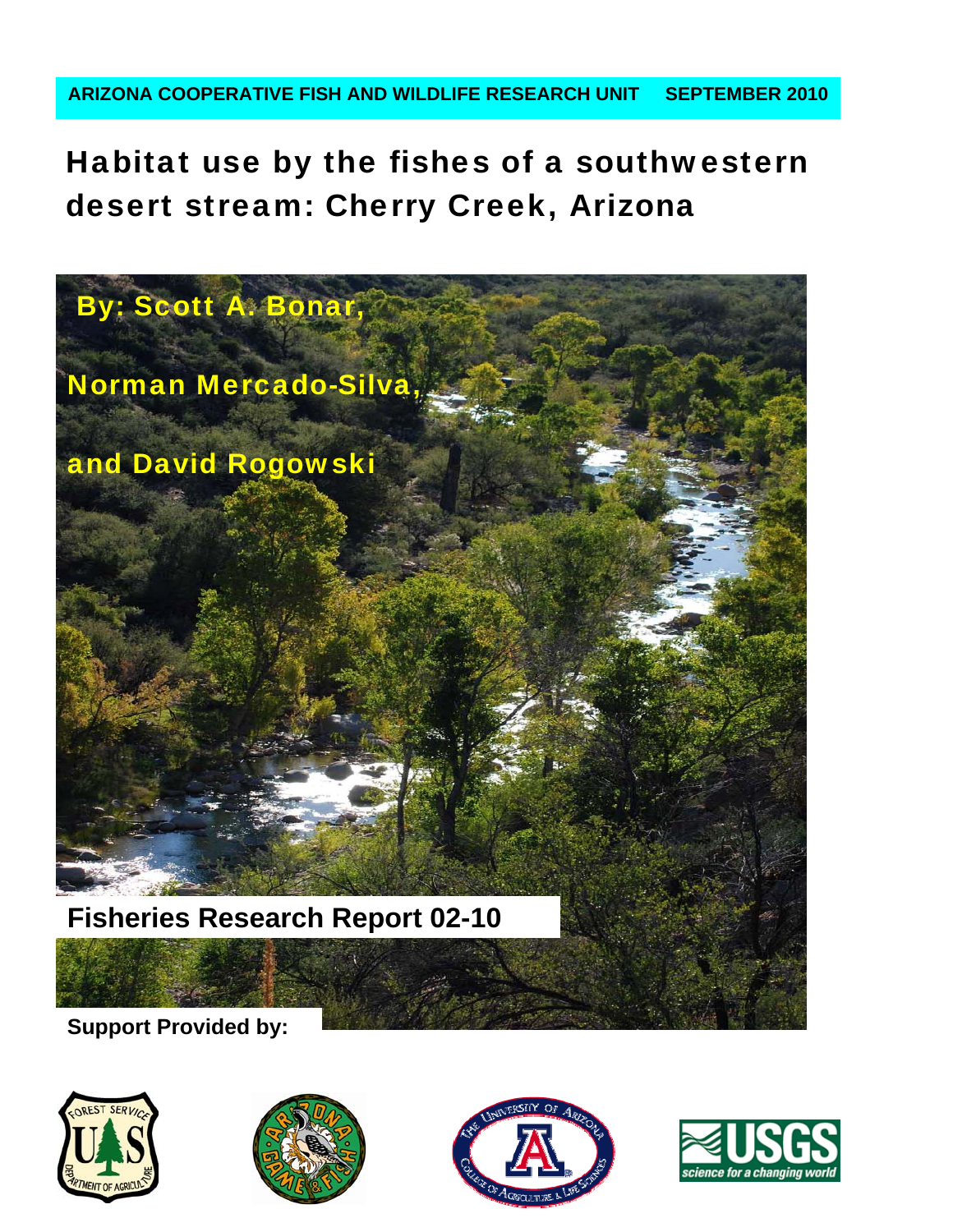**ARIZONA COOPERATIVE FISH AND WILDLIFE RESEARCH UNIT SEPTEMBER 2010**

# Habitat use by the fishes of a southwestern desert stream: Cherry Creek, Arizona

**By: Scott A. Bonar,**

**Norman Mercado-Silva,**

**and David Rogowski**

## Fisheries Research Report 02-10

**Support Provided by:**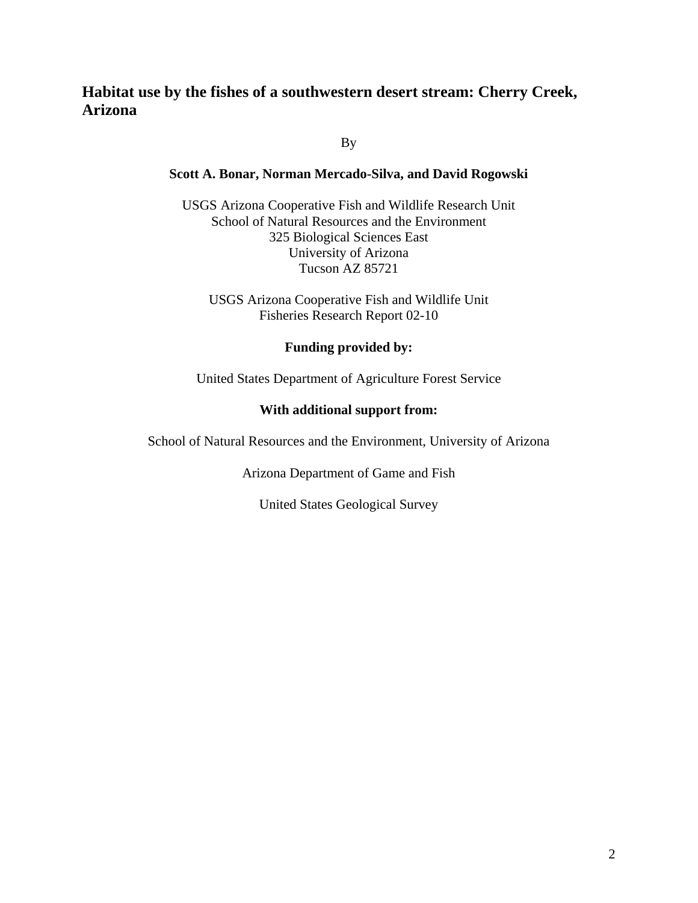# Habitat use by the fishes of a southwestern desert stream: Cherry Creek, Arizona

By

**Scott A. Bonar, Norman Mercado-Silva, and David Rogowski**

USGS Arizona Cooperative Fish and Wildlife Research Unit
School of Natural Resources and the Environment
325 Biological Sciences East
University of Arizona
Tucson AZ 85721

USGS Arizona Cooperative Fish and Wildlife Unit
Fisheries Research Report 02-10

**Funding provided by:**

United States Department of Agriculture Forest Service

**With additional support from:**

School of Natural Resources and the Environment, University of Arizona

Arizona Department of Game and Fish

United States Geological Survey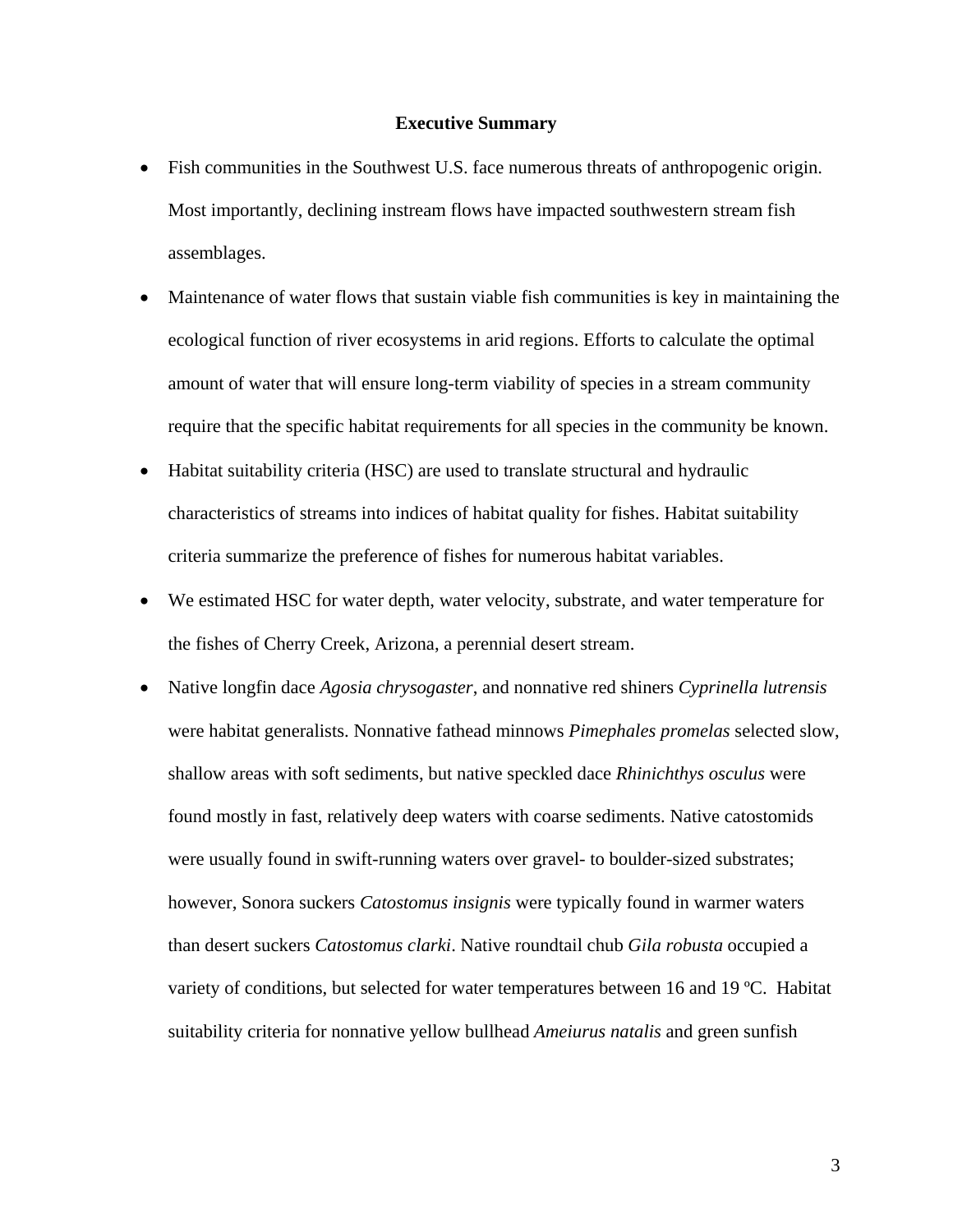**Executive Summary**

- Fish communities in the Southwest U.S. face numerous threats of anthropogenic origin. Most importantly, declining instream flows have impacted southwestern stream fish assemblages.
- Maintenance of water flows that sustain viable fish communities is key in maintaining the ecological function of river ecosystems in arid regions. Efforts to calculate the optimal amount of water that will ensure long-term viability of species in a stream community require that the specific habitat requirements for all species in the community be known.
- Habitat suitability criteria (HSC) are used to translate structural and hydraulic characteristics of streams into indices of habitat quality for fishes. Habitat suitability criteria summarize the preference of fishes for numerous habitat variables.
- We estimated HSC for water depth, water velocity, substrate, and water temperature for the fishes of Cherry Creek, Arizona, a perennial desert stream.
- Native longfin dace *Agosia chrysogaster*, and nonnative red shiners *Cyprinella lutrensis* were habitat generalists. Nonnative fathead minnows *Pimephales promelas* selected slow, shallow areas with soft sediments, but native speckled dace *Rhinichthys osculus* were found mostly in fast, relatively deep waters with coarse sediments. Native catostomids were usually found in swift-running waters over gravel- to boulder-sized substrates; however, Sonora suckers *Catostomus insignis* were typically found in warmer waters than desert suckers *Catostomus clarki*. Native roundtail chub *Gila robusta* occupied a variety of conditions, but selected for water temperatures between 16 and 19 ºC. Habitat suitability criteria for nonnative yellow bullhead *Ameiurus natalis* and green sunfish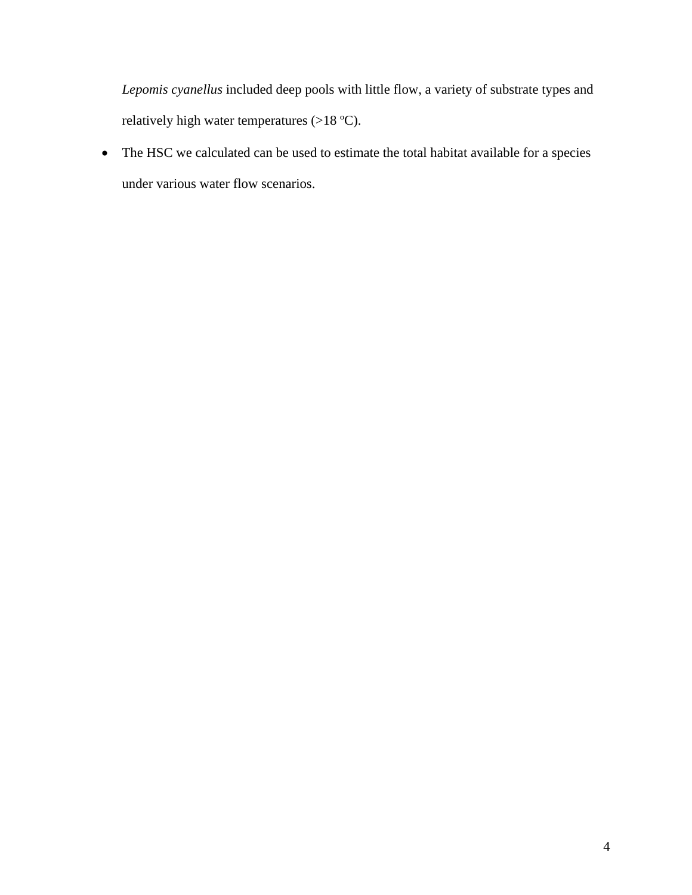*Lepomis cyanellus* included deep pools with little flow, a variety of substrate types and relatively high water temperatures (>18 ºC).

- The HSC we calculated can be used to estimate the total habitat available for a species under various water flow scenarios.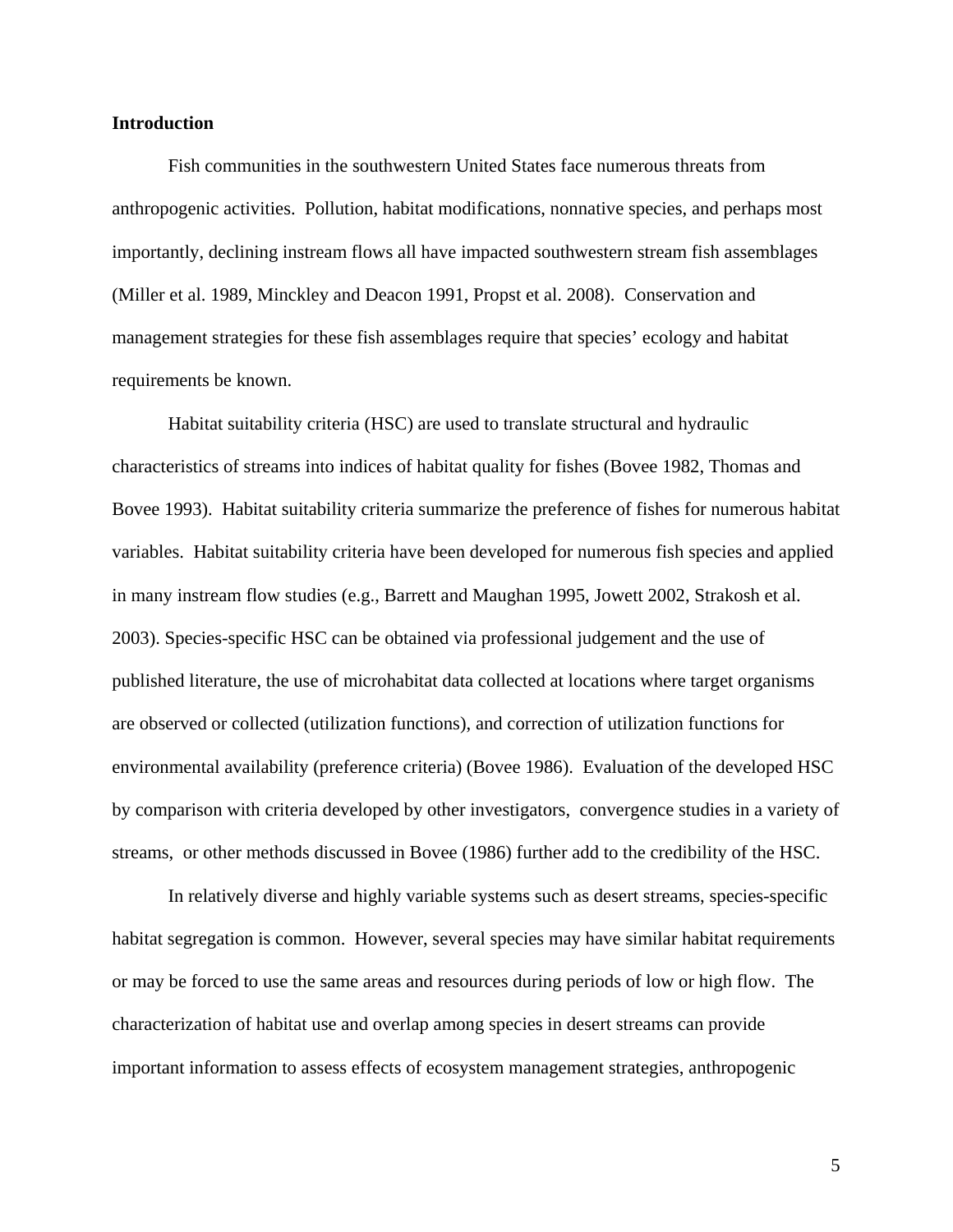**Introduction**

Fish communities in the southwestern United States face numerous threats from anthropogenic activities. Pollution, habitat modifications, nonnative species, and perhaps most importantly, declining instream flows all have impacted southwestern stream fish assemblages (Miller et al. 1989, Minckley and Deacon 1991, Propst et al. 2008). Conservation and management strategies for these fish assemblages require that species' ecology and habitat requirements be known.

Habitat suitability criteria (HSC) are used to translate structural and hydraulic characteristics of streams into indices of habitat quality for fishes (Bovee 1982, Thomas and Bovee 1993). Habitat suitability criteria summarize the preference of fishes for numerous habitat variables. Habitat suitability criteria have been developed for numerous fish species and applied in many instream flow studies (e.g., Barrett and Maughan 1995, Jowett 2002, Strakosh et al. 2003). Species-specific HSC can be obtained via professional judgement and the use of published literature, the use of microhabitat data collected at locations where target organisms are observed or collected (utilization functions), and correction of utilization functions for environmental availability (preference criteria) (Bovee 1986). Evaluation of the developed HSC by comparison with criteria developed by other investigators, convergence studies in a variety of streams, or other methods discussed in Bovee (1986) further add to the credibility of the HSC.

In relatively diverse and highly variable systems such as desert streams, species-specific habitat segregation is common. However, several species may have similar habitat requirements or may be forced to use the same areas and resources during periods of low or high flow. The characterization of habitat use and overlap among species in desert streams can provide important information to assess effects of ecosystem management strategies, anthropogenic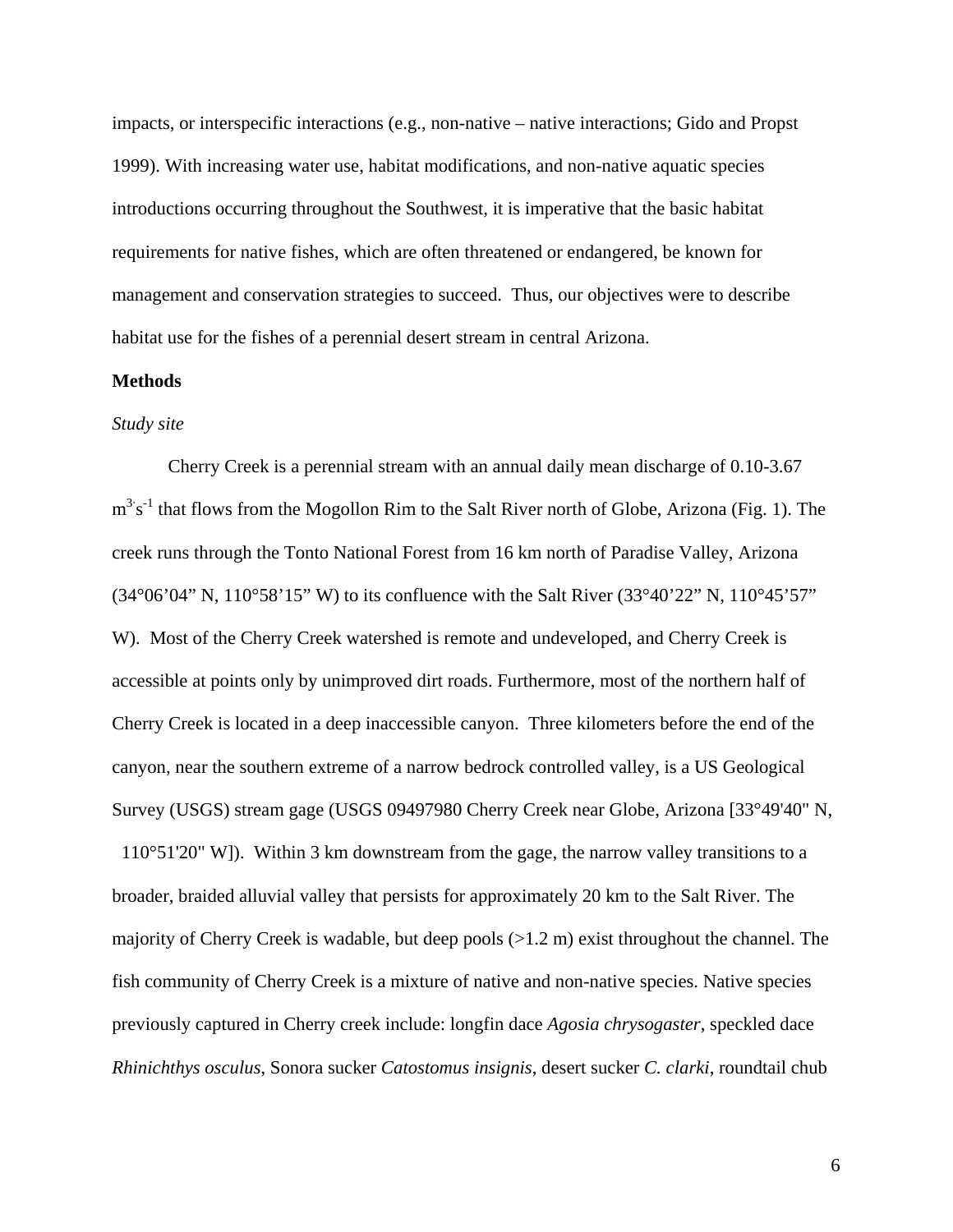impacts, or interspecific interactions (e.g., non-native – native interactions; Gido and Propst 1999). With increasing water use, habitat modifications, and non-native aquatic species introductions occurring throughout the Southwest, it is imperative that the basic habitat requirements for native fishes, which are often threatened or endangered, be known for management and conservation strategies to succeed. Thus, our objectives were to describe habitat use for the fishes of a perennial desert stream in central Arizona.

**Methods**

*Study site*

Cherry Creek is a perennial stream with an annual daily mean discharge of 0.10-3.67 $m^{3} s^{-1}$ that flows from the Mogollon Rim to the Salt River north of Globe, Arizona (Fig. 1). The creek runs through the Tonto National Forest from 16 km north of Paradise Valley, Arizona (34°06'04" N, 110°58'15" W) to its confluence with the Salt River (33°40'22" N, 110°45'57" W). Most of the Cherry Creek watershed is remote and undeveloped, and Cherry Creek is accessible at points only by unimproved dirt roads. Furthermore, most of the northern half of Cherry Creek is located in a deep inaccessible canyon. Three kilometers before the end of the canyon, near the southern extreme of a narrow bedrock controlled valley, is a US Geological Survey (USGS) stream gage (USGS 09497980 Cherry Creek near Globe, Arizona [33°49'40" N, 110°51'20" W]). Within 3 km downstream from the gage, the narrow valley transitions to a broader, braided alluvial valley that persists for approximately 20 km to the Salt River. The majority of Cherry Creek is wadable, but deep pools (>1.2 m) exist throughout the channel. The fish community of Cherry Creek is a mixture of native and non-native species. Native species previously captured in Cherry creek include: longfin dace *Agosia chrysogaster*, speckled dace *Rhinichthys osculus*, Sonora sucker *Catostomus insignis*, desert sucker *C. clarki*, roundtail chub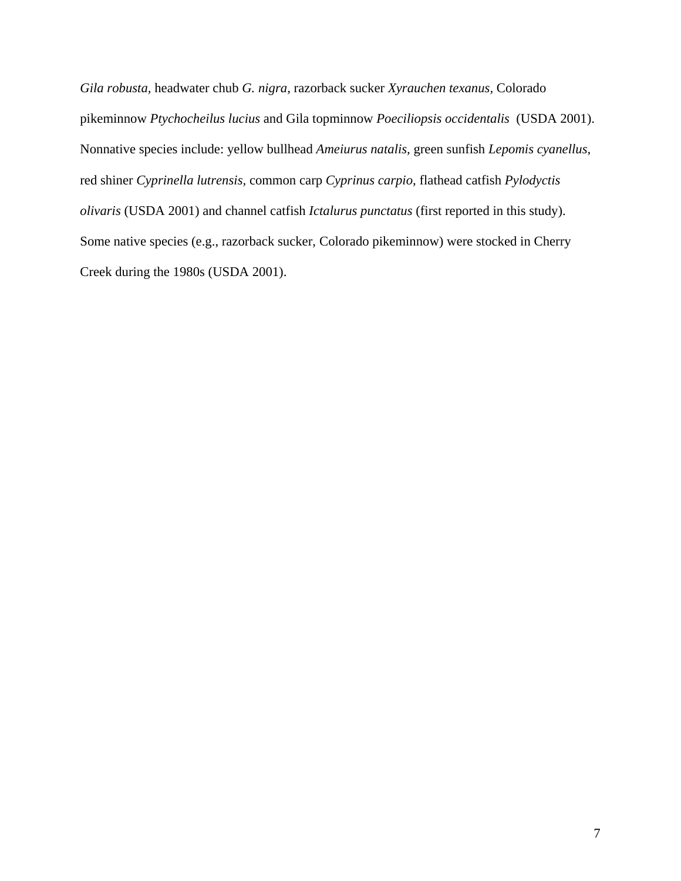*Gila robusta*, headwater chub *G. nigra*, razorback sucker *Xyrauchen texanus*, Colorado pikeminnow *Ptychocheilus lucius* and Gila topminnow *Poeciliopsis occidentalis* (USDA 2001). Nonnative species include: yellow bullhead *Ameiurus natalis,* green sunfish *Lepomis cyanellus*, red shiner *Cyprinella lutrensis*, common carp *Cyprinus carpio*, flathead catfish *Pylodyctis olivaris* (USDA 2001) and channel catfish *Ictalurus punctatus* (first reported in this study). Some native species (e.g., razorback sucker, Colorado pikeminnow) were stocked in Cherry Creek during the 1980s (USDA 2001).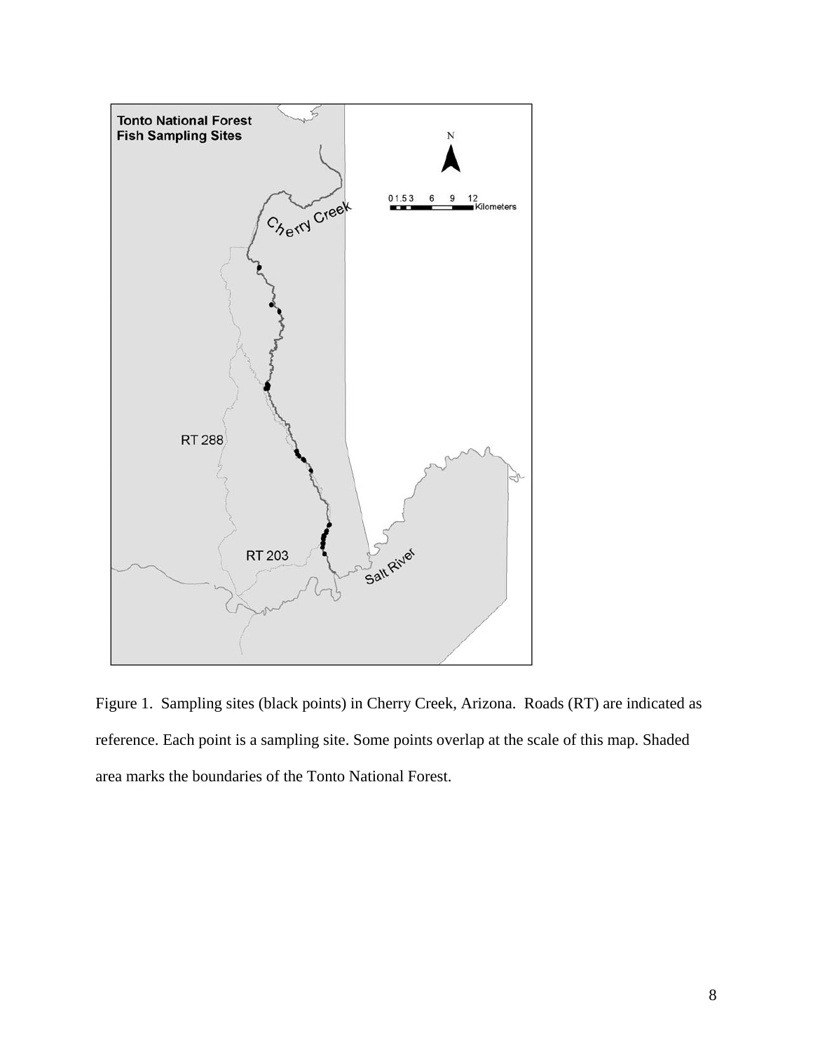Figure 1. Sampling sites (black points) in Cherry Creek, Arizona. Roads (RT) are indicated as reference. Each point is a sampling site. Some points overlap at the scale of this map. Shaded area marks the boundaries of the Tonto National Forest.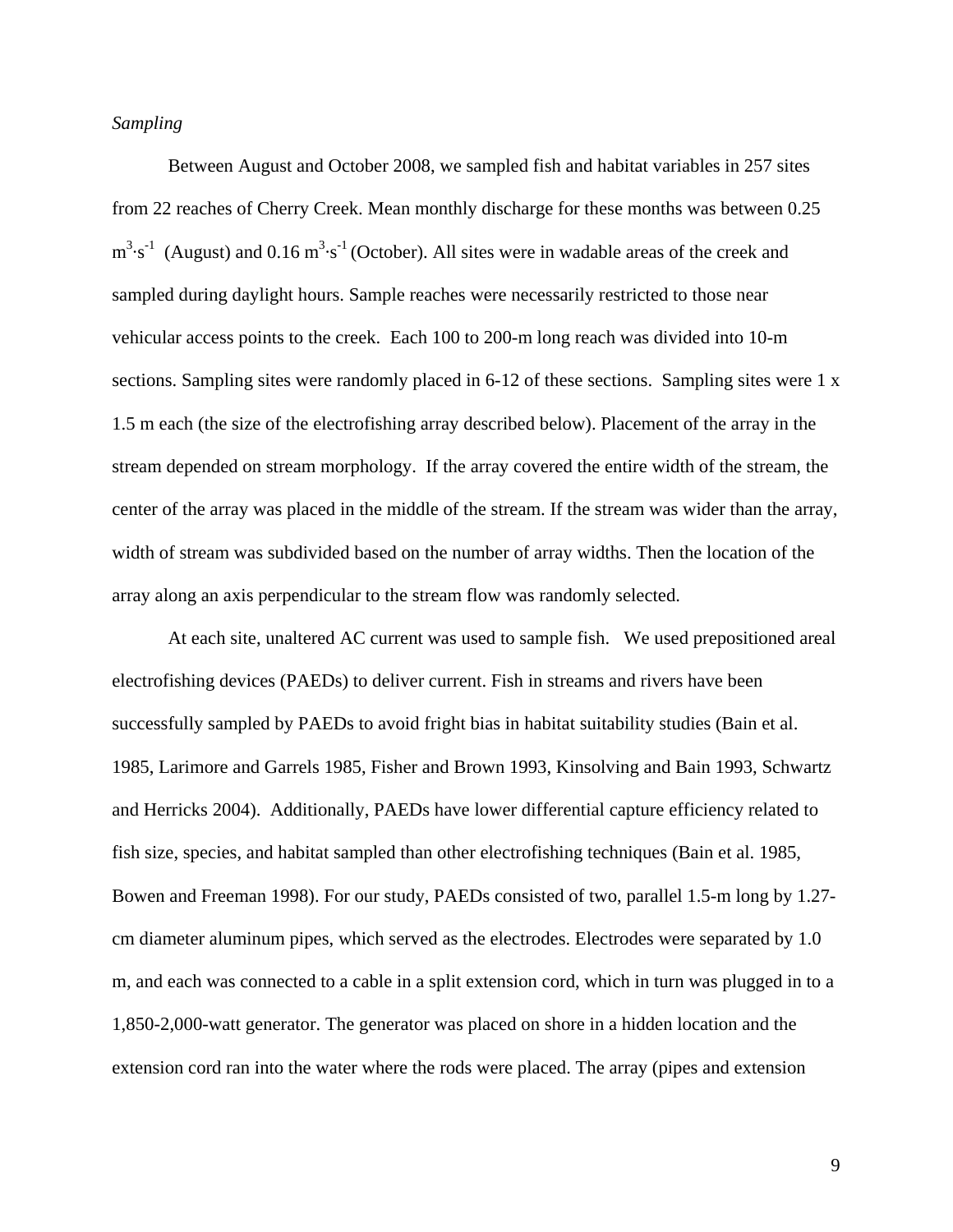*Sampling*

Between August and October 2008, we sampled fish and habitat variables in 257 sites from 22 reaches of Cherry Creek. Mean monthly discharge for these months was between 0.25 $m^3{\cdot}s^{-1}$ (August) and 0.16 $m^3{\cdot}s^{-1}$ (October). All sites were in wadable areas of the creek and sampled during daylight hours. Sample reaches were necessarily restricted to those near vehicular access points to the creek. Each 100 to 200-m long reach was divided into 10-m sections. Sampling sites were randomly placed in 6-12 of these sections. Sampling sites were 1 x 1.5 m each (the size of the electrofishing array described below). Placement of the array in the stream depended on stream morphology. If the array covered the entire width of the stream, the center of the array was placed in the middle of the stream. If the stream was wider than the array, width of stream was subdivided based on the number of array widths. Then the location of the array along an axis perpendicular to the stream flow was randomly selected.

At each site, unaltered AC current was used to sample fish. We used prepositioned areal electrofishing devices (PAEDs) to deliver current. Fish in streams and rivers have been successfully sampled by PAEDs to avoid fright bias in habitat suitability studies (Bain et al. 1985, Larimore and Garrels 1985, Fisher and Brown 1993, Kinsolving and Bain 1993, Schwartz and Herricks 2004). Additionally, PAEDs have lower differential capture efficiency related to fish size, species, and habitat sampled than other electrofishing techniques (Bain et al. 1985, Bowen and Freeman 1998). For our study, PAEDs consisted of two, parallel 1.5-m long by 1.27-cm diameter aluminum pipes, which served as the electrodes. Electrodes were separated by 1.0 m, and each was connected to a cable in a split extension cord, which in turn was plugged in to a 1,850-2,000-watt generator. The generator was placed on shore in a hidden location and the extension cord ran into the water where the rods were placed. The array (pipes and extension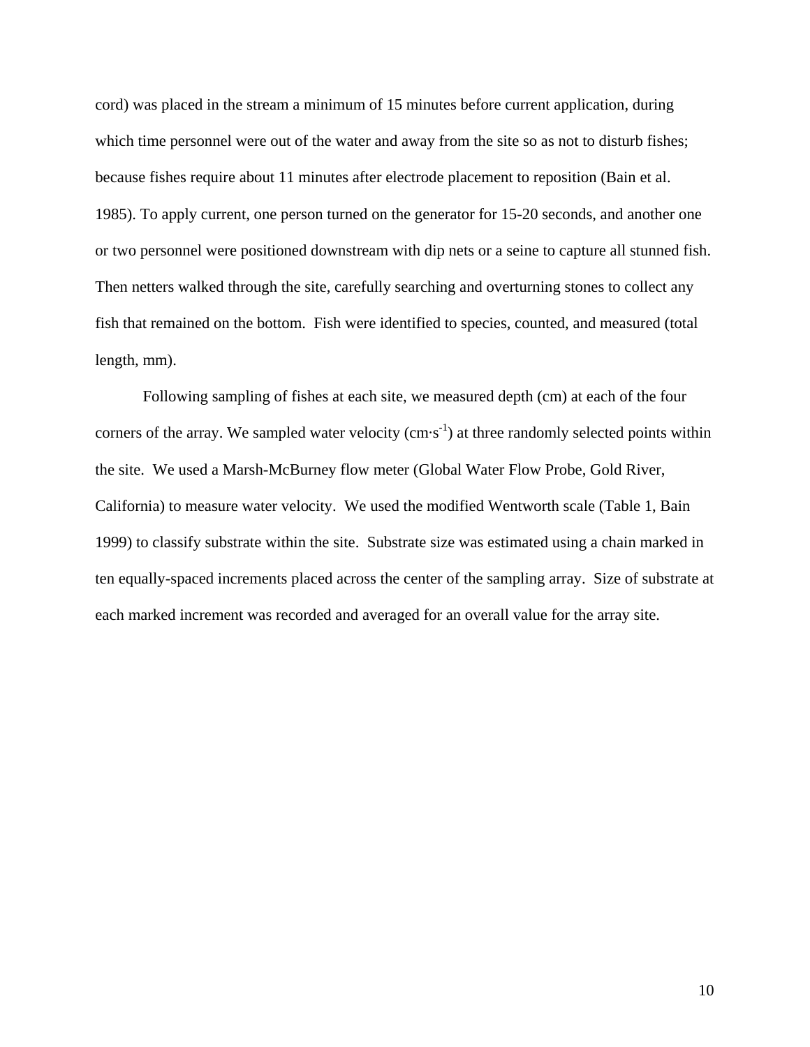cord) was placed in the stream a minimum of 15 minutes before current application, during which time personnel were out of the water and away from the site so as not to disturb fishes; because fishes require about 11 minutes after electrode placement to reposition (Bain et al. 1985). To apply current, one person turned on the generator for 15-20 seconds, and another one or two personnel were positioned downstream with dip nets or a seine to capture all stunned fish. Then netters walked through the site, carefully searching and overturning stones to collect any fish that remained on the bottom. Fish were identified to species, counted, and measured (total length, mm).

Following sampling of fishes at each site, we measured depth (cm) at each of the four corners of the array. We sampled water velocity ($cm \cdot s^{-1}$) at three randomly selected points within the site. We used a Marsh-McBurney flow meter (Global Water Flow Probe, Gold River, California) to measure water velocity. We used the modified Wentworth scale (Table 1, Bain 1999) to classify substrate within the site. Substrate size was estimated using a chain marked in ten equally-spaced increments placed across the center of the sampling array. Size of substrate at each marked increment was recorded and averaged for an overall value for the array site.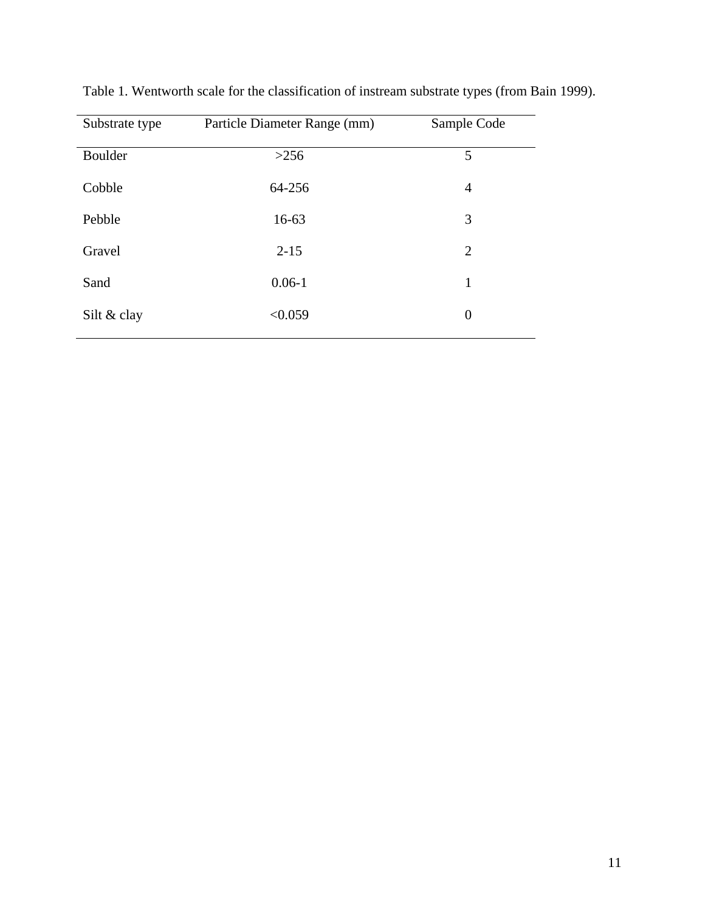Table 1. Wentworth scale for the classification of instream substrate types (from Bain 1999).

| Substrate type | Particle Diameter Range (mm) | Sample Code |
|---|---|---|
| Boulder | >256 | 5 |
| Cobble | 64-256 | 4 |
| Pebble | 16-63 | 3 |
| Gravel | 2-15 | 2 |
| Sand | 0.06-1 | 1 |
| Silt & clay | <0.059 | 0 |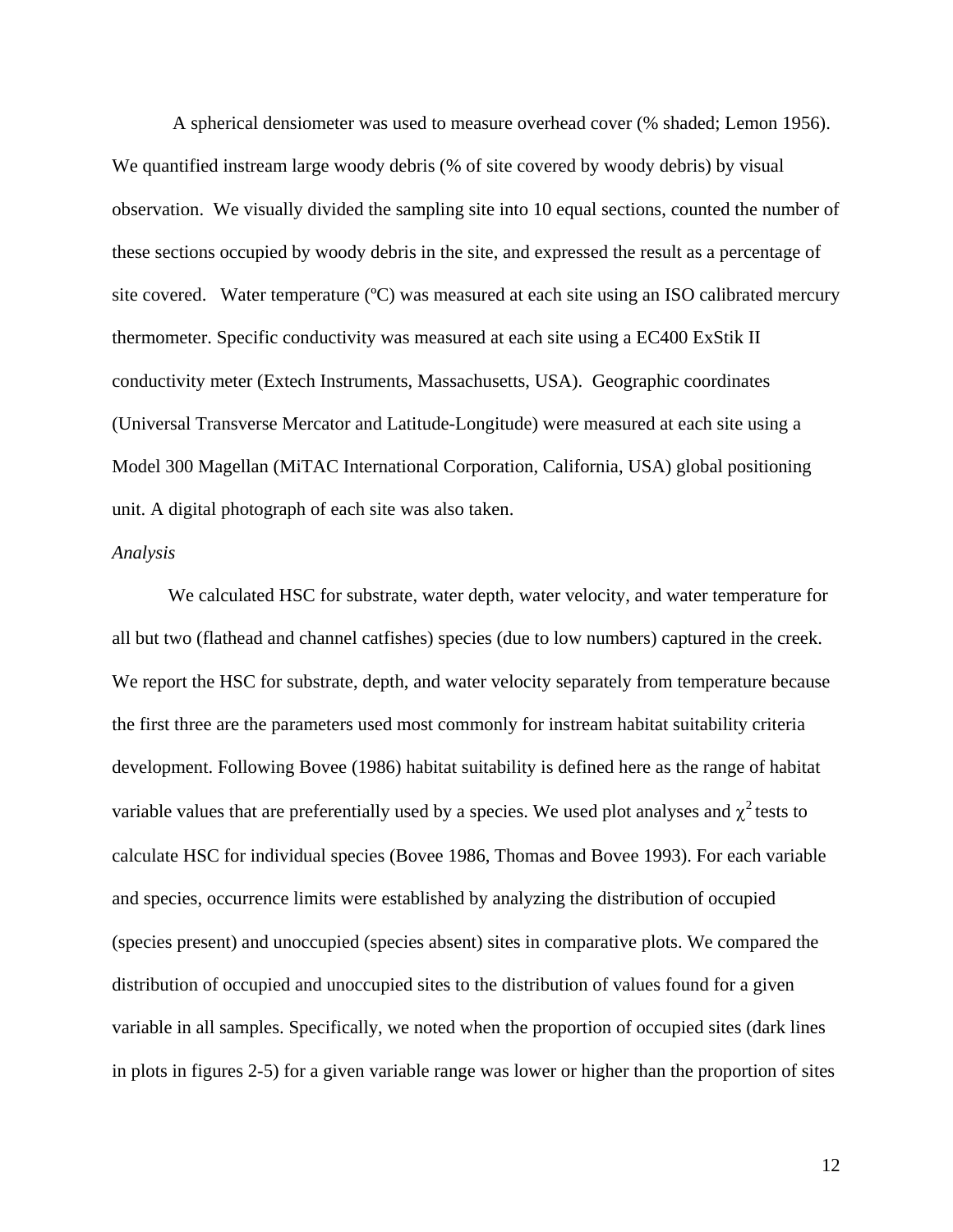A spherical densiometer was used to measure overhead cover (% shaded; Lemon 1956). We quantified instream large woody debris (% of site covered by woody debris) by visual observation. We visually divided the sampling site into 10 equal sections, counted the number of these sections occupied by woody debris in the site, and expressed the result as a percentage of site covered. Water temperature (ºC) was measured at each site using an ISO calibrated mercury thermometer. Specific conductivity was measured at each site using a EC400 ExStik II conductivity meter (Extech Instruments, Massachusetts, USA). Geographic coordinates (Universal Transverse Mercator and Latitude-Longitude) were measured at each site using a Model 300 Magellan (MiTAC International Corporation, California, USA) global positioning unit. A digital photograph of each site was also taken.

*Analysis*

We calculated HSC for substrate, water depth, water velocity, and water temperature for all but two (flathead and channel catfishes) species (due to low numbers) captured in the creek. We report the HSC for substrate, depth, and water velocity separately from temperature because the first three are the parameters used most commonly for instream habitat suitability criteria development. Following Bovee (1986) habitat suitability is defined here as the range of habitat variable values that are preferentially used by a species. We used plot analyses and $\chi^2$ tests to calculate HSC for individual species (Bovee 1986, Thomas and Bovee 1993). For each variable and species, occurrence limits were established by analyzing the distribution of occupied (species present) and unoccupied (species absent) sites in comparative plots. We compared the distribution of occupied and unoccupied sites to the distribution of values found for a given variable in all samples. Specifically, we noted when the proportion of occupied sites (dark lines in plots in figures 2-5) for a given variable range was lower or higher than the proportion of sites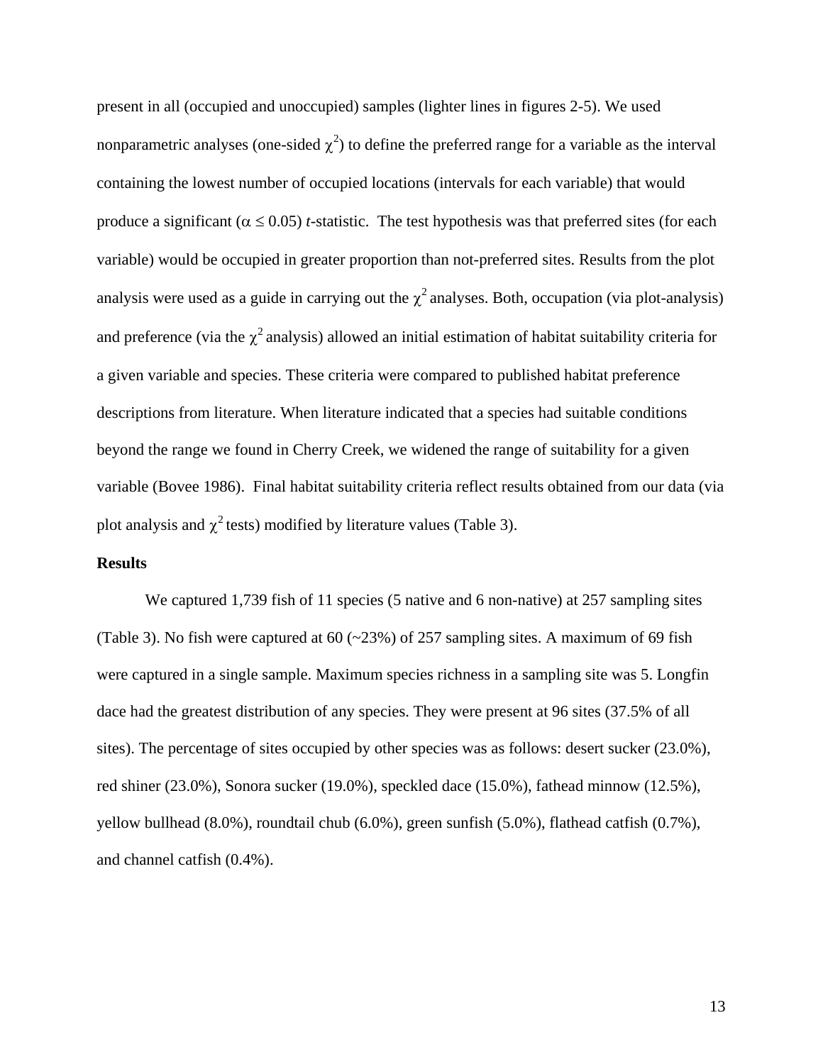present in all (occupied and unoccupied) samples (lighter lines in figures 2-5). We used nonparametric analyses (one-sided $\chi^2$) to define the preferred range for a variable as the interval containing the lowest number of occupied locations (intervals for each variable) that would produce a significant ($\alpha \leq 0.05$) *t*-statistic. The test hypothesis was that preferred sites (for each variable) would be occupied in greater proportion than not-preferred sites. Results from the plot analysis were used as a guide in carrying out the $\chi^2$ analyses. Both, occupation (via plot-analysis) and preference (via the $\chi^2$ analysis) allowed an initial estimation of habitat suitability criteria for a given variable and species. These criteria were compared to published habitat preference descriptions from literature. When literature indicated that a species had suitable conditions beyond the range we found in Cherry Creek, we widened the range of suitability for a given variable (Bovee 1986). Final habitat suitability criteria reflect results obtained from our data (via plot analysis and $\chi^2$ tests) modified by literature values (Table 3).

**Results**

We captured 1,739 fish of 11 species (5 native and 6 non-native) at 257 sampling sites (Table 3). No fish were captured at 60 (~23%) of 257 sampling sites. A maximum of 69 fish were captured in a single sample. Maximum species richness in a sampling site was 5. Longfin dace had the greatest distribution of any species. They were present at 96 sites (37.5% of all sites). The percentage of sites occupied by other species was as follows: desert sucker (23.0%), red shiner (23.0%), Sonora sucker (19.0%), speckled dace (15.0%), fathead minnow (12.5%), yellow bullhead (8.0%), roundtail chub (6.0%), green sunfish (5.0%), flathead catfish (0.7%), and channel catfish (0.4%).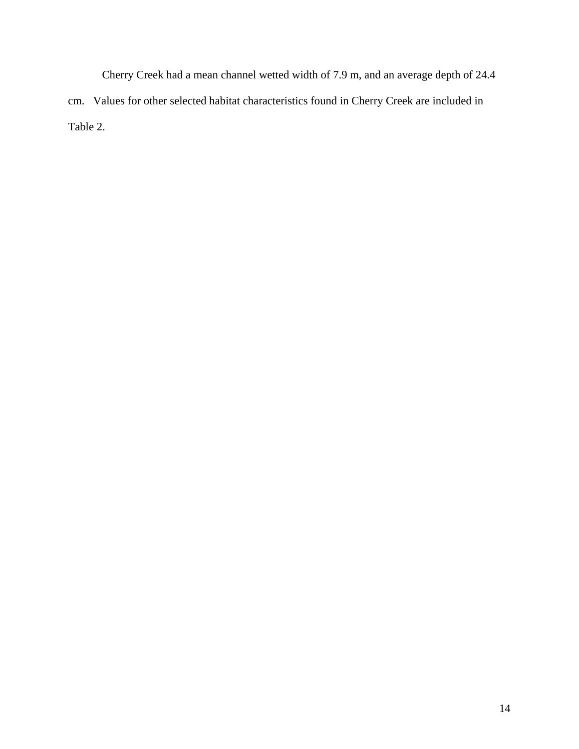Cherry Creek had a mean channel wetted width of 7.9 m, and an average depth of 24.4 cm. Values for other selected habitat characteristics found in Cherry Creek are included in Table 2.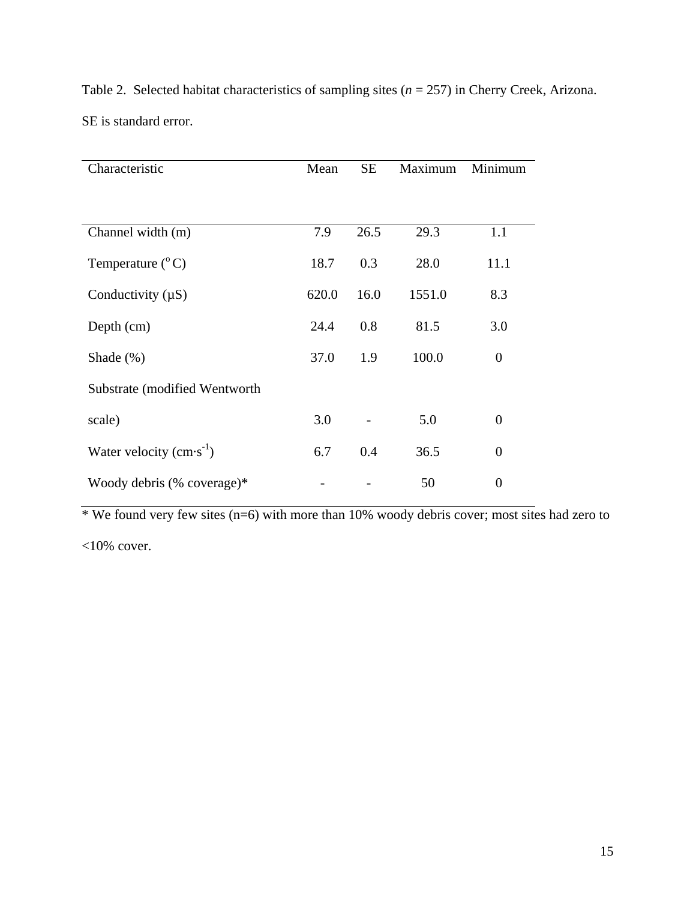Table 2. Selected habitat characteristics of sampling sites ($n$ = 257) in Cherry Creek, Arizona. SE is standard error.

| Characteristic | Mean | SE | Maximum | Minimum |
| --- | --- | --- | --- | --- |
| Channel width (m) | 7.9 | 26.5 | 29.3 | 1.1 |
| Temperature ($^{o}$C) | 18.7 | 0.3 | 28.0 | 11.1 |
| Conductivity (µS) | 620.0 | 16.0 | 1551.0 | 8.3 |
| Depth (cm) | 24.4 | 0.8 | 81.5 | 3.0 |
| Shade (%) | 37.0 | 1.9 | 100.0 | 0 |
| Substrate (modified Wentworth scale) | 3.0 | - | 5.0 | 0 |
| Water velocity ($cm \cdot s^{-1}$) | 6.7 | 0.4 | 36.5 | 0 |
| Woody debris (% coverage)* | - | - | 50 | 0 |

* We found very few sites (n=6) with more than 10% woody debris cover; most sites had zero to <10% cover.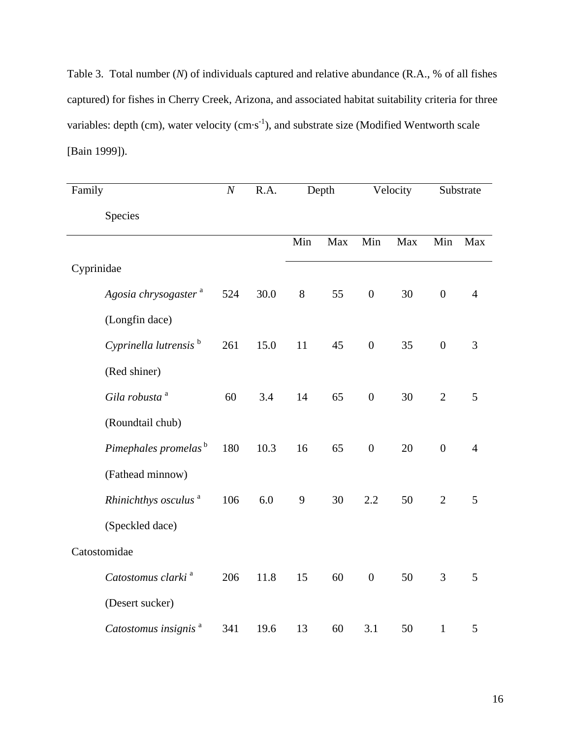Table 3. Total number (*N*) of individuals captured and relative abundance (R.A., % of all fishes captured) for fishes in Cherry Creek, Arizona, and associated habitat suitability criteria for three variables: depth (cm), water velocity ($cm \cdot s^{-1}$), and substrate size (Modified Wentworth scale [Bain 1999]).

| Family / Species | *N* | R.A. | Depth | | Velocity | | Substrate | |
|---|---|---|---|---|---|---|---|---|
| | | | Min | Max | Min | Max | Min | Max |
| Cyprinidae | | | | | | | | |
| *Agosia chrysogaster* [a] (Longfin dace) | 524 | 30.0 | 8 | 55 | 0 | 30 | 0 | 4 |
| *Cyprinella lutrensis* [b] (Red shiner) | 261 | 15.0 | 11 | 45 | 0 | 35 | 0 | 3 |
| *Gila robusta* [a] (Roundtail chub) | 60 | 3.4 | 14 | 65 | 0 | 30 | 2 | 5 |
| *Pimephales promelas* [b] (Fathead minnow) | 180 | 10.3 | 16 | 65 | 0 | 20 | 0 | 4 |
| *Rhinichthys osculus* [a] (Speckled dace) | 106 | 6.0 | 9 | 30 | 2.2 | 50 | 2 | 5 |
| Catostomidae | | | | | | | | |
| *Catostomus clarki* [a] (Desert sucker) | 206 | 11.8 | 15 | 60 | 0 | 50 | 3 | 5 |
| *Catostomus insignis* [a] | 341 | 19.6 | 13 | 60 | 3.1 | 50 | 1 | 5 |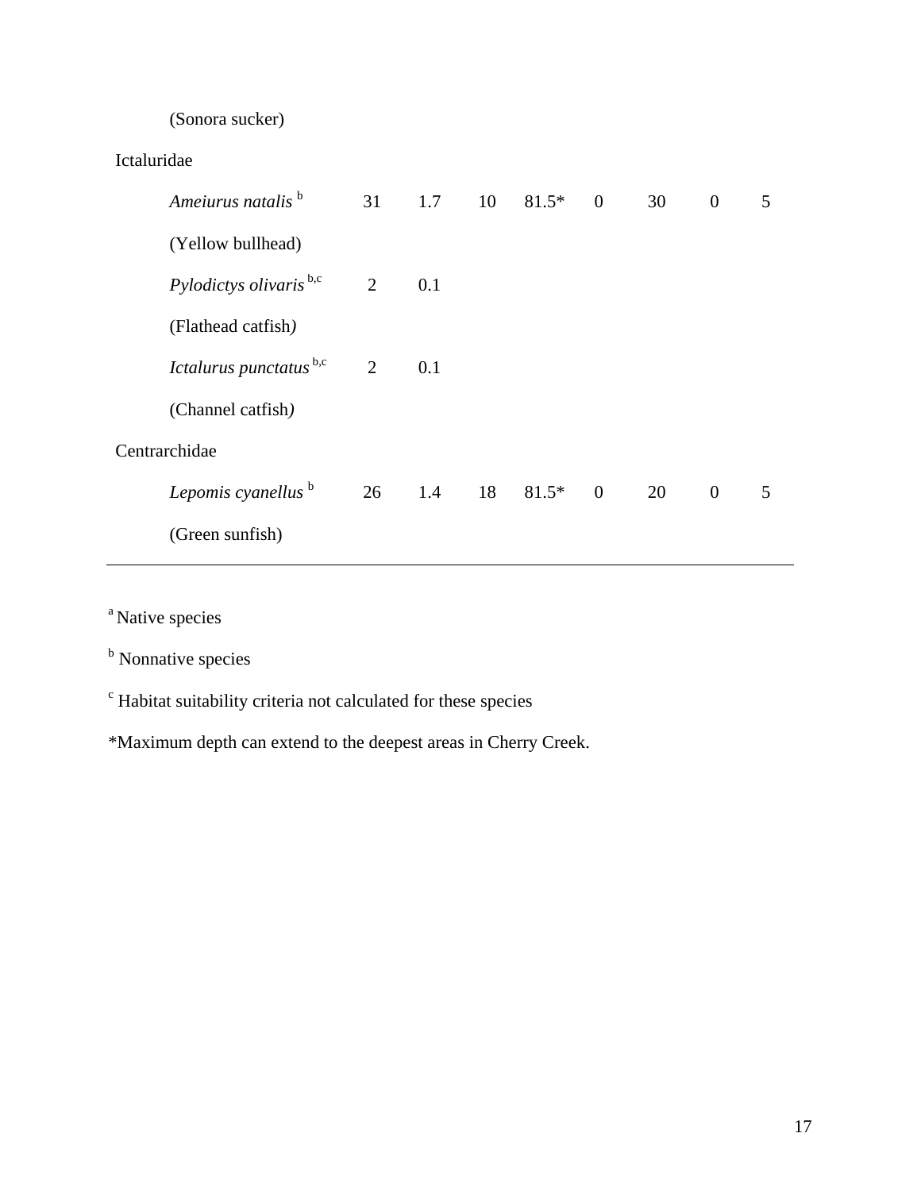| | | | | | | | | |
|---|---|---|---|---|---|---|---|---|
| (Sonora sucker) | | | | | | | | |
| Ictaluridae | | | | | | | | |
| *Ameiurus natalis* [b] | 31 | 1.7 | 10 | 81.5* | 0 | 30 | 0 | 5 |
| (Yellow bullhead) | | | | | | | | |
| *Pylodictys olivaris* [b,c] | 2 | 0.1 | | | | | | |
| (Flathead catfish) | | | | | | | | |
| *Ictalurus punctatus* [b,c] | 2 | 0.1 | | | | | | |
| (Channel catfish) | | | | | | | | |
| Centrarchidae | | | | | | | | |
| *Lepomis cyanellus* [b] | 26 | 1.4 | 18 | 81.5* | 0 | 20 | 0 | 5 |
| (Green sunfish) | | | | | | | | |

[a] Native species

[b] Nonnative species

[c] Habitat suitability criteria not calculated for these species

*Maximum depth can extend to the deepest areas in Cherry Creek.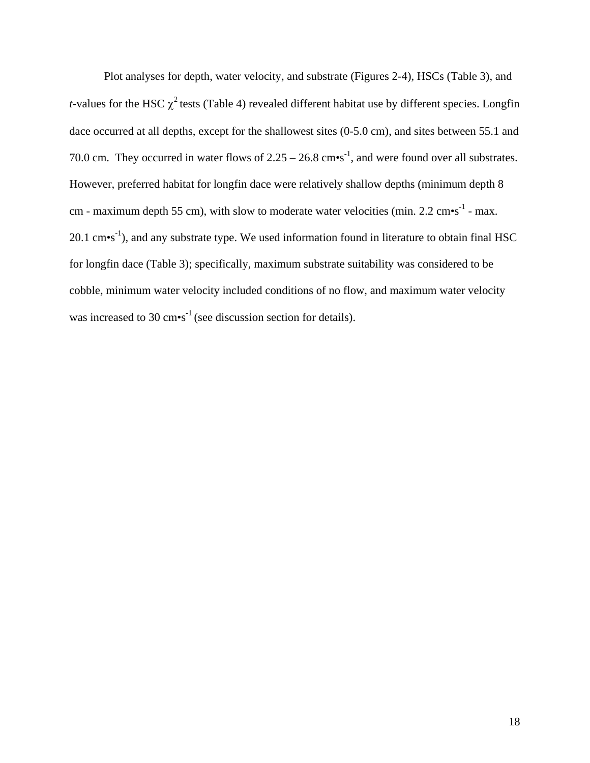Plot analyses for depth, water velocity, and substrate (Figures 2-4), HSCs (Table 3), and *t*-values for the HSC $\chi^2$ tests (Table 4) revealed different habitat use by different species. Longfin dace occurred at all depths, except for the shallowest sites (0-5.0 cm), and sites between 55.1 and 70.0 cm. They occurred in water flows of 2.25 – 26.8 cm•$s^{-1}$, and were found over all substrates. However, preferred habitat for longfin dace were relatively shallow depths (minimum depth 8 cm - maximum depth 55 cm), with slow to moderate water velocities (min. 2.2 cm•$s^{-1}$ - max. 20.1 cm•$s^{-1}$), and any substrate type. We used information found in literature to obtain final HSC for longfin dace (Table 3); specifically, maximum substrate suitability was considered to be cobble, minimum water velocity included conditions of no flow, and maximum water velocity was increased to 30 cm•$s^{-1}$ (see discussion section for details).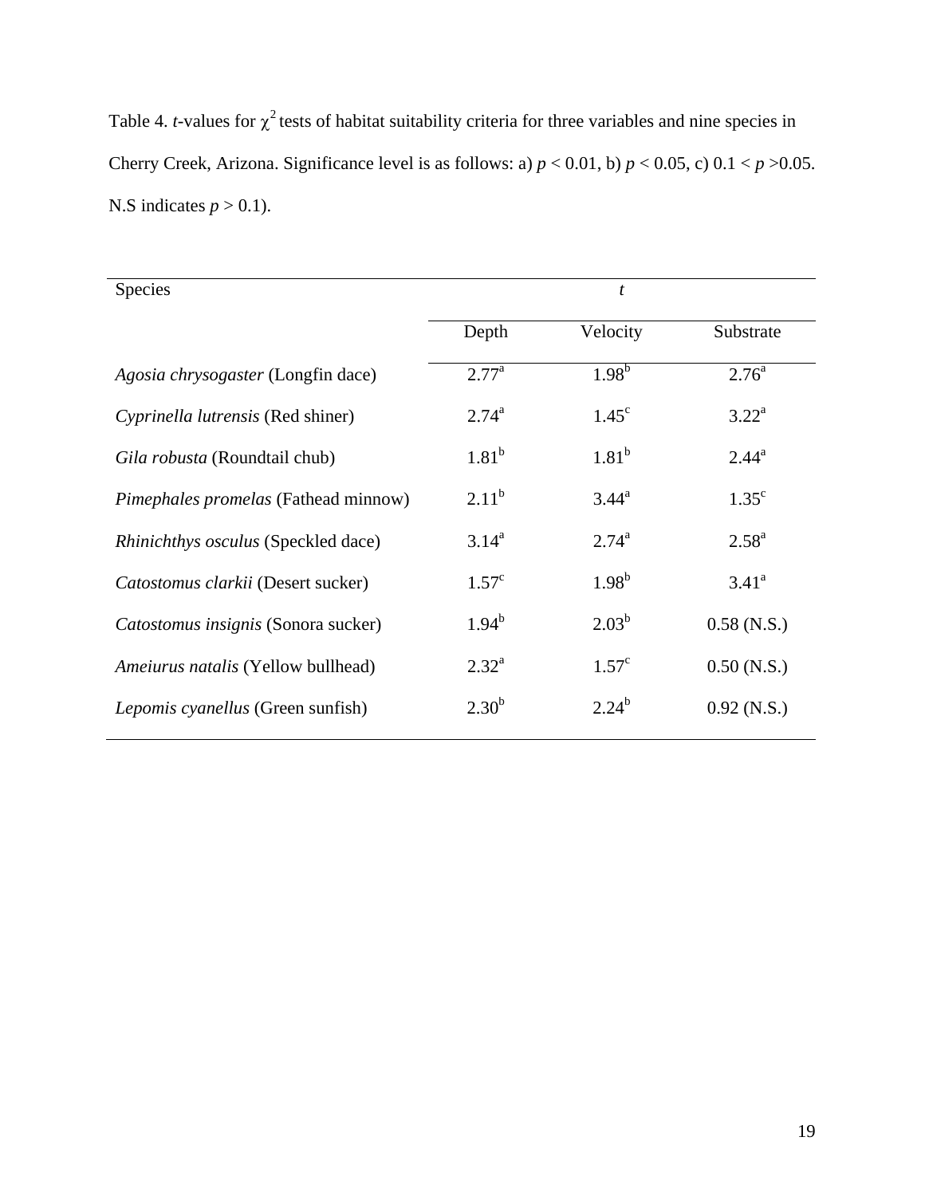Table 4. *t*-values for $\chi^2$ tests of habitat suitability criteria for three variables and nine species in Cherry Creek, Arizona. Significance level is as follows: a) $p < 0.01$, b) $p < 0.05$, c) $0.1 < p > 0.05$. N.S indicates $p > 0.1$).

| Species | *t* | | |
|---|---|---|---|
| | Depth | Velocity | Substrate |
| *Agosia chrysogaster* (Longfin dace) | 2.77[a] | 1.98[b] | 2.76[a] |
| *Cyprinella lutrensis* (Red shiner) | 2.74[a] | 1.45[c] | 3.22[a] |
| *Gila robusta* (Roundtail chub) | 1.81[b] | 1.81[b] | 2.44[a] |
| *Pimephales promelas* (Fathead minnow) | 2.11[b] | 3.44[a] | 1.35[c] |
| *Rhinichthys osculus* (Speckled dace) | 3.14[a] | 2.74[a] | 2.58[a] |
| *Catostomus clarkii* (Desert sucker) | 1.57[c] | 1.98[b] | 3.41[a] |
| *Catostomus insignis* (Sonora sucker) | 1.94[b] | 2.03[b] | 0.58 (N.S.) |
| *Ameiurus natalis* (Yellow bullhead) | 2.32[a] | 1.57[c] | 0.50 (N.S.) |
| *Lepomis cyanellus* (Green sunfish) | 2.30[b] | 2.24[b] | 0.92 (N.S.) |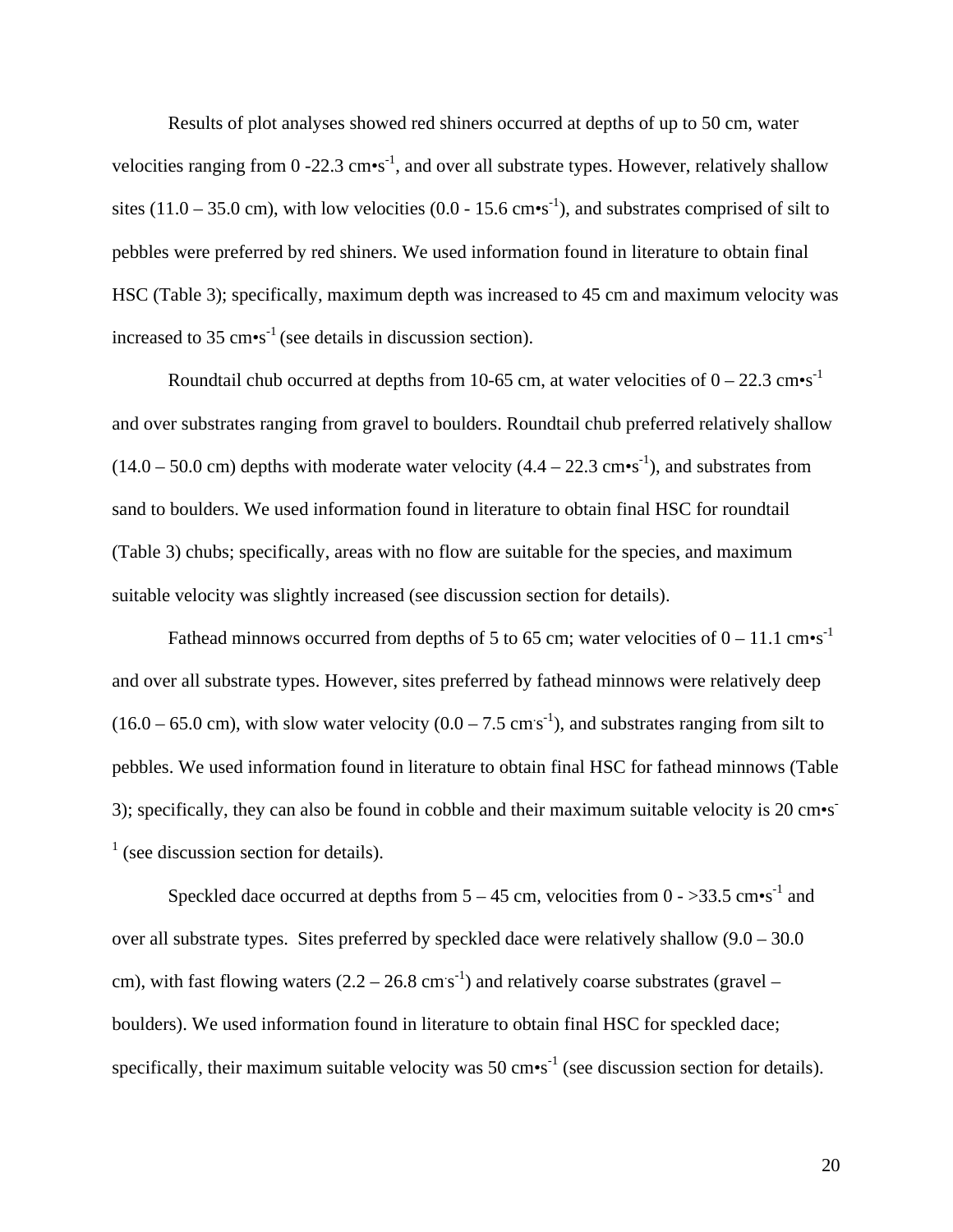Results of plot analyses showed red shiners occurred at depths of up to 50 cm, water velocities ranging from 0 -22.3 cm•s$^{-1}$, and over all substrate types. However, relatively shallow sites (11.0 – 35.0 cm), with low velocities (0.0 - 15.6 cm•s$^{-1}$), and substrates comprised of silt to pebbles were preferred by red shiners. We used information found in literature to obtain final HSC (Table 3); specifically, maximum depth was increased to 45 cm and maximum velocity was increased to 35 cm•s$^{-1}$ (see details in discussion section).

Roundtail chub occurred at depths from 10-65 cm, at water velocities of 0 – 22.3 cm•s$^{-1}$ and over substrates ranging from gravel to boulders. Roundtail chub preferred relatively shallow (14.0 – 50.0 cm) depths with moderate water velocity (4.4 – 22.3 cm•s$^{-1}$), and substrates from sand to boulders. We used information found in literature to obtain final HSC for roundtail (Table 3) chubs; specifically, areas with no flow are suitable for the species, and maximum suitable velocity was slightly increased (see discussion section for details).

Fathead minnows occurred from depths of 5 to 65 cm; water velocities of 0 – 11.1 cm•s$^{-1}$ and over all substrate types. However, sites preferred by fathead minnows were relatively deep (16.0 – 65.0 cm), with slow water velocity (0.0 – 7.5 cm·s$^{-1}$), and substrates ranging from silt to pebbles. We used information found in literature to obtain final HSC for fathead minnows (Table 3); specifically, they can also be found in cobble and their maximum suitable velocity is 20 cm•s$^{-1}$ (see discussion section for details).

Speckled dace occurred at depths from 5 – 45 cm, velocities from 0 - >33.5 cm•s$^{-1}$ and over all substrate types. Sites preferred by speckled dace were relatively shallow (9.0 – 30.0 cm), with fast flowing waters (2.2 – 26.8 cm·s$^{-1}$) and relatively coarse substrates (gravel – boulders). We used information found in literature to obtain final HSC for speckled dace; specifically, their maximum suitable velocity was 50 cm•s$^{-1}$ (see discussion section for details).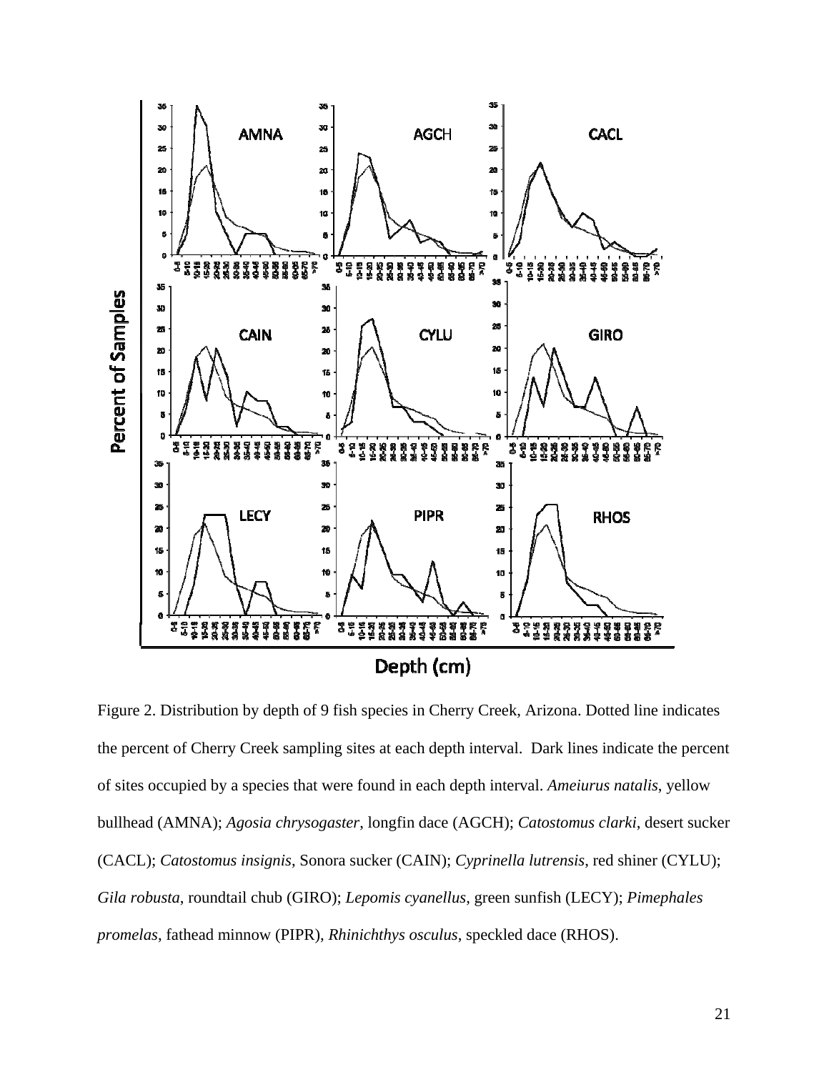Figure 2. Distribution by depth of 9 fish species in Cherry Creek, Arizona. Dotted line indicates the percent of Cherry Creek sampling sites at each depth interval. Dark lines indicate the percent of sites occupied by a species that were found in each depth interval. *Ameiurus natalis*, yellow bullhead (AMNA); *Agosia chrysogaster*, longfin dace (AGCH); *Catostomus clarki*, desert sucker (CACL); *Catostomus insignis*, Sonora sucker (CAIN); *Cyprinella lutrensis*, red shiner (CYLU); *Gila robusta*, roundtail chub (GIRO); *Lepomis cyanellus*, green sunfish (LECY); *Pimephales promelas*, fathead minnow (PIPR), *Rhinichthys osculus*, speckled dace (RHOS).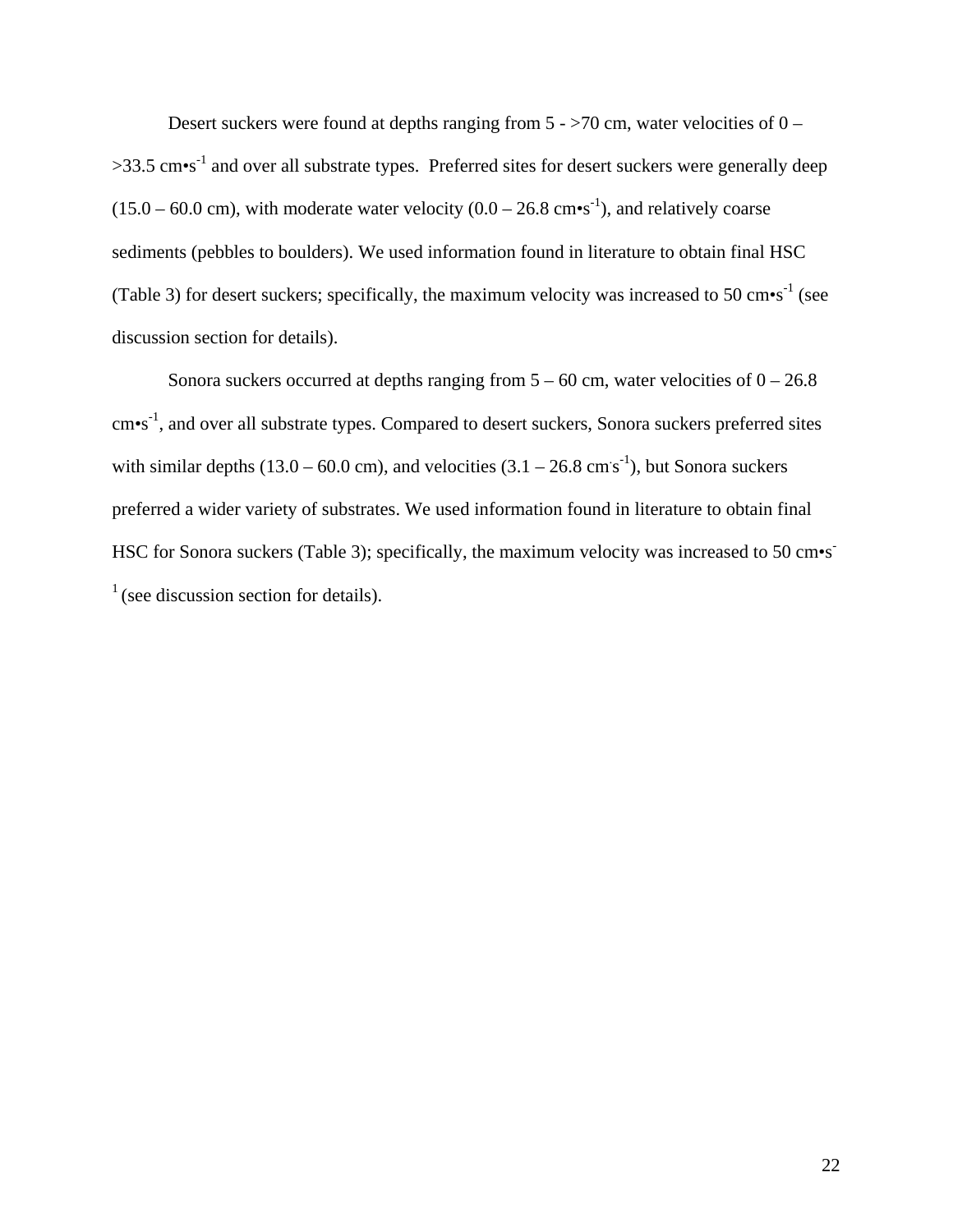Desert suckers were found at depths ranging from 5 - >70 cm, water velocities of 0 – >33.5 cm•s$^{-1}$ and over all substrate types.  Preferred sites for desert suckers were generally deep (15.0 – 60.0 cm), with moderate water velocity (0.0 – 26.8 cm•s$^{-1}$), and relatively coarse sediments (pebbles to boulders). We used information found in literature to obtain final HSC (Table 3) for desert suckers; specifically, the maximum velocity was increased to 50 cm•s$^{-1}$ (see discussion section for details).

Sonora suckers occurred at depths ranging from 5 – 60 cm, water velocities of 0 – 26.8 cm•s$^{-1}$, and over all substrate types. Compared to desert suckers, Sonora suckers preferred sites with similar depths (13.0 – 60.0 cm), and velocities (3.1 – 26.8 cm$\cdot$s$^{-1}$), but Sonora suckers preferred a wider variety of substrates. We used information found in literature to obtain final HSC for Sonora suckers (Table 3); specifically, the maximum velocity was increased to 50 cm•s$^{-1}$ (see discussion section for details).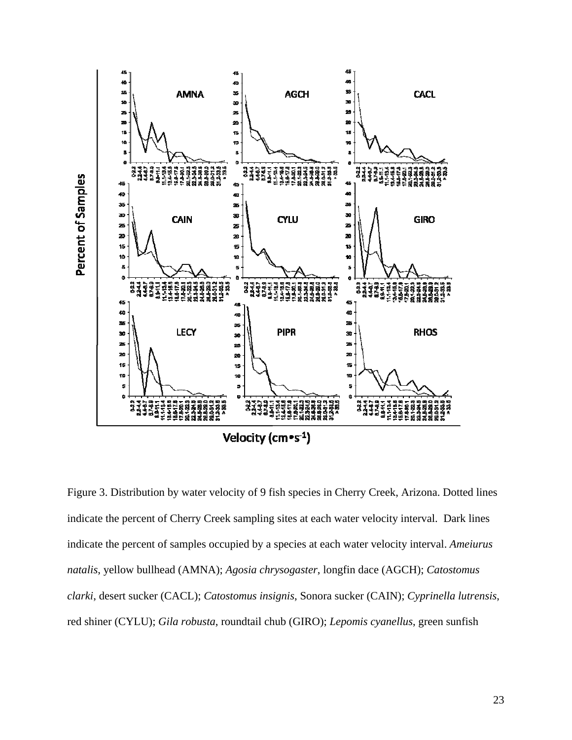Figure 3. Distribution by water velocity of 9 fish species in Cherry Creek, Arizona. Dotted lines indicate the percent of Cherry Creek sampling sites at each water velocity interval. Dark lines indicate the percent of samples occupied by a species at each water velocity interval. *Ameiurus natalis*, yellow bullhead (AMNA); *Agosia chrysogaster*, longfin dace (AGCH); *Catostomus clarki*, desert sucker (CACL); *Catostomus insignis*, Sonora sucker (CAIN); *Cyprinella lutrensis*, red shiner (CYLU); *Gila robusta*, roundtail chub (GIRO); *Lepomis cyanellus*, green sunfish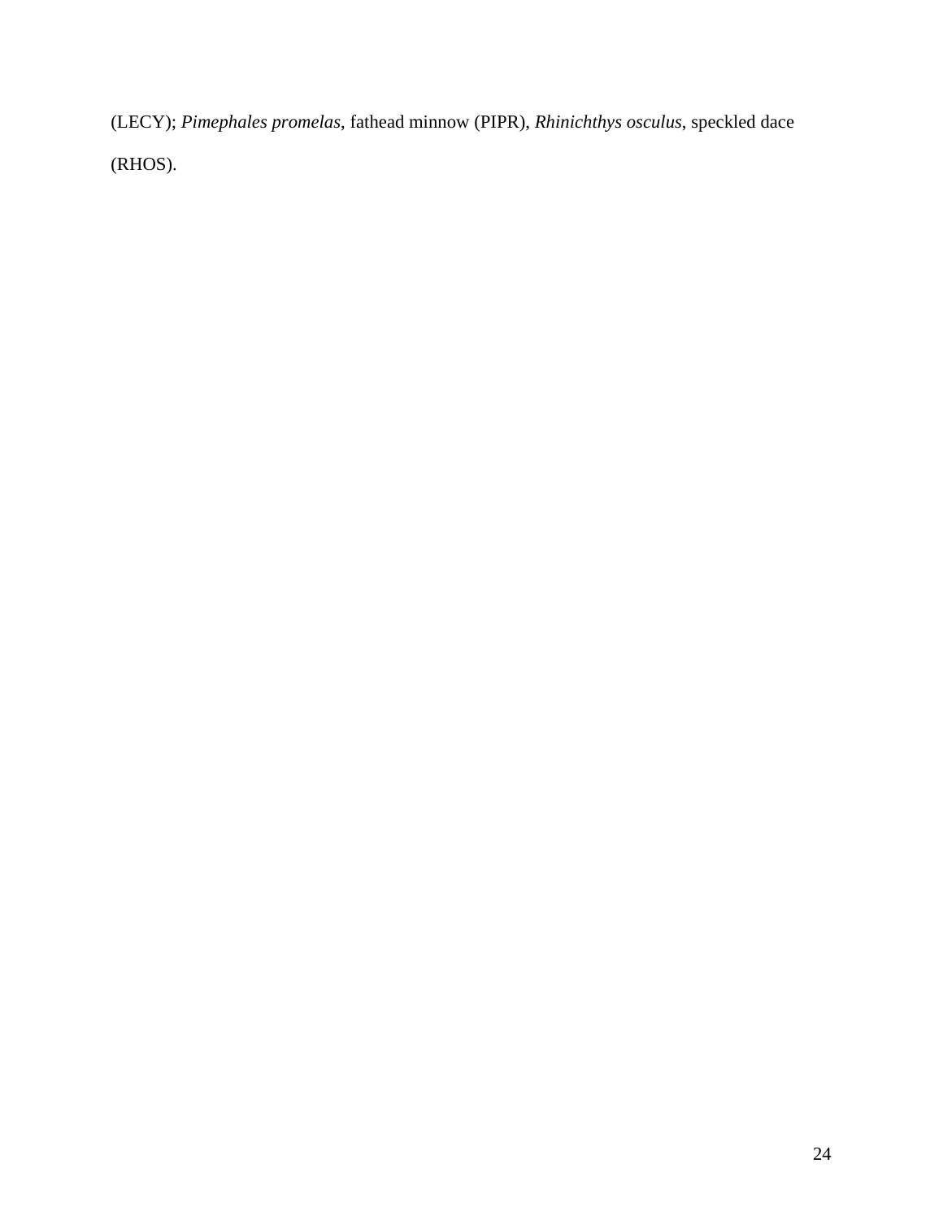(LECY); *Pimephales promelas*, fathead minnow (PIPR), *Rhinichthys osculus*, speckled dace (RHOS).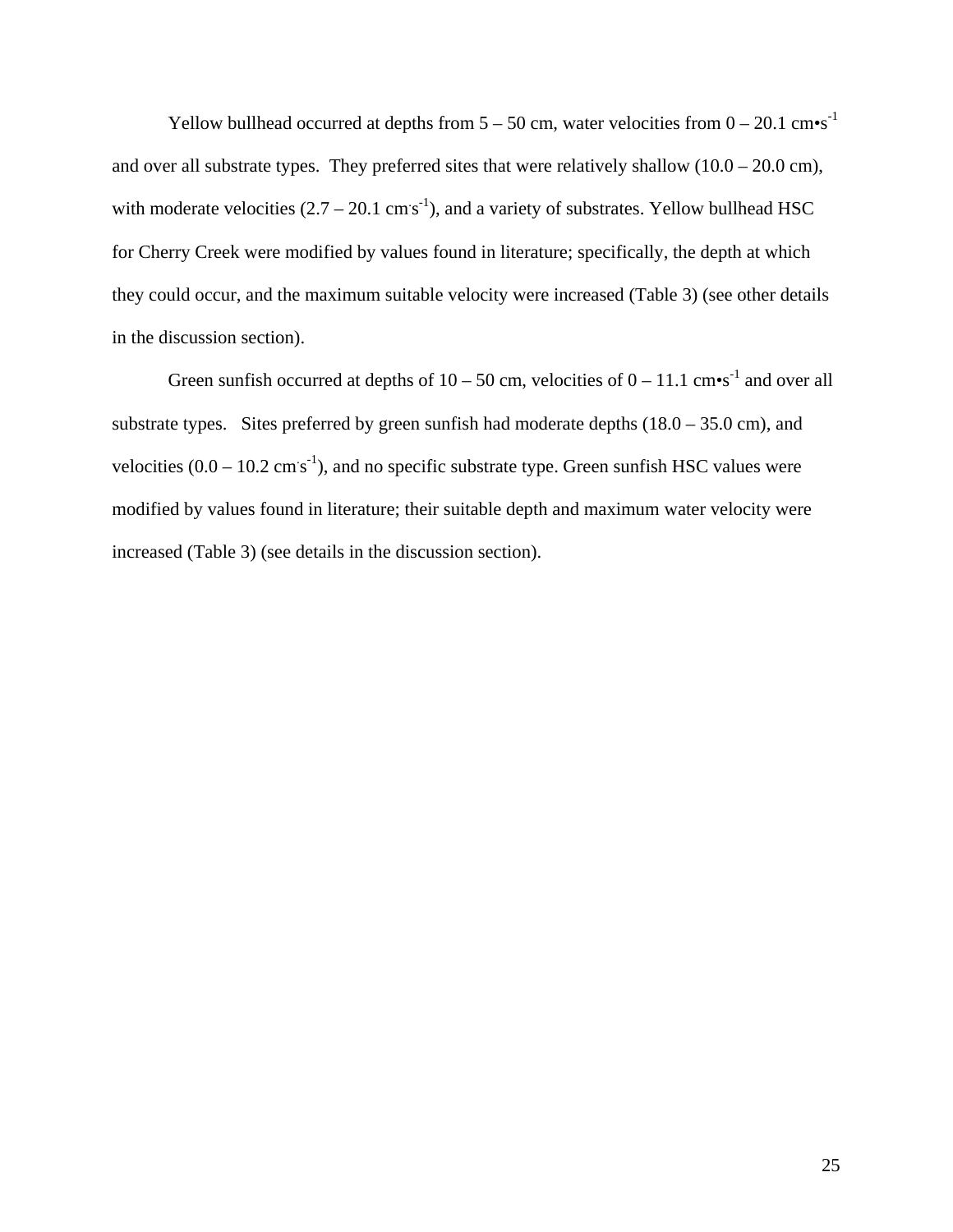Yellow bullhead occurred at depths from 5 – 50 cm, water velocities from 0 – 20.1 cm•$s^{-1}$ and over all substrate types. They preferred sites that were relatively shallow (10.0 – 20.0 cm), with moderate velocities (2.7 – 20.1 cm·$s^{-1}$), and a variety of substrates. Yellow bullhead HSC for Cherry Creek were modified by values found in literature; specifically, the depth at which they could occur, and the maximum suitable velocity were increased (Table 3) (see other details in the discussion section).

Green sunfish occurred at depths of 10 – 50 cm, velocities of 0 – 11.1 cm•$s^{-1}$ and over all substrate types. Sites preferred by green sunfish had moderate depths (18.0 – 35.0 cm), and velocities (0.0 – 10.2 cm·$s^{-1}$), and no specific substrate type. Green sunfish HSC values were modified by values found in literature; their suitable depth and maximum water velocity were increased (Table 3) (see details in the discussion section).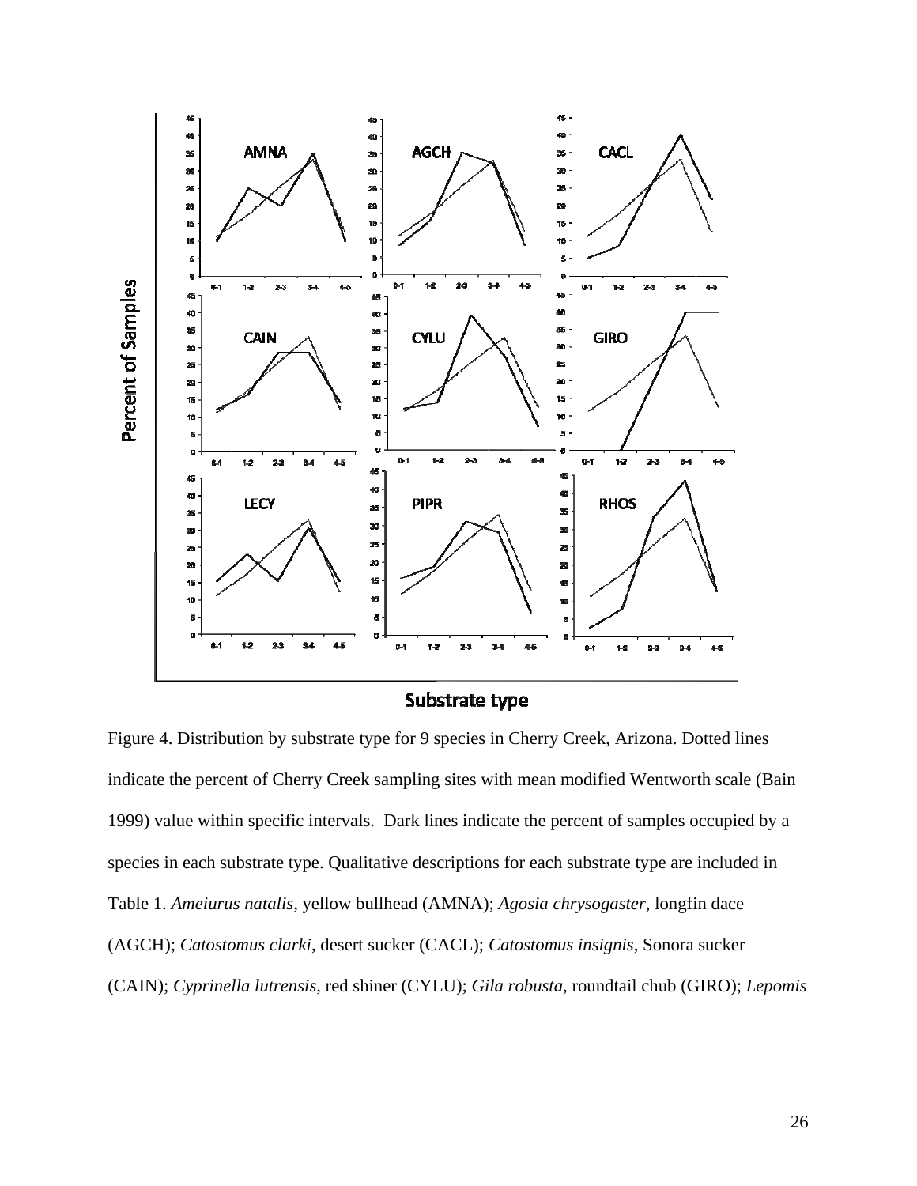Figure 4. Distribution by substrate type for 9 species in Cherry Creek, Arizona. Dotted lines indicate the percent of Cherry Creek sampling sites with mean modified Wentworth scale (Bain 1999) value within specific intervals. Dark lines indicate the percent of samples occupied by a species in each substrate type. Qualitative descriptions for each substrate type are included in Table 1. *Ameiurus natalis*, yellow bullhead (AMNA); *Agosia chrysogaster*, longfin dace (AGCH); *Catostomus clarki*, desert sucker (CACL); *Catostomus insignis*, Sonora sucker (CAIN); *Cyprinella lutrensis*, red shiner (CYLU); *Gila robusta*, roundtail chub (GIRO); *Lepomis*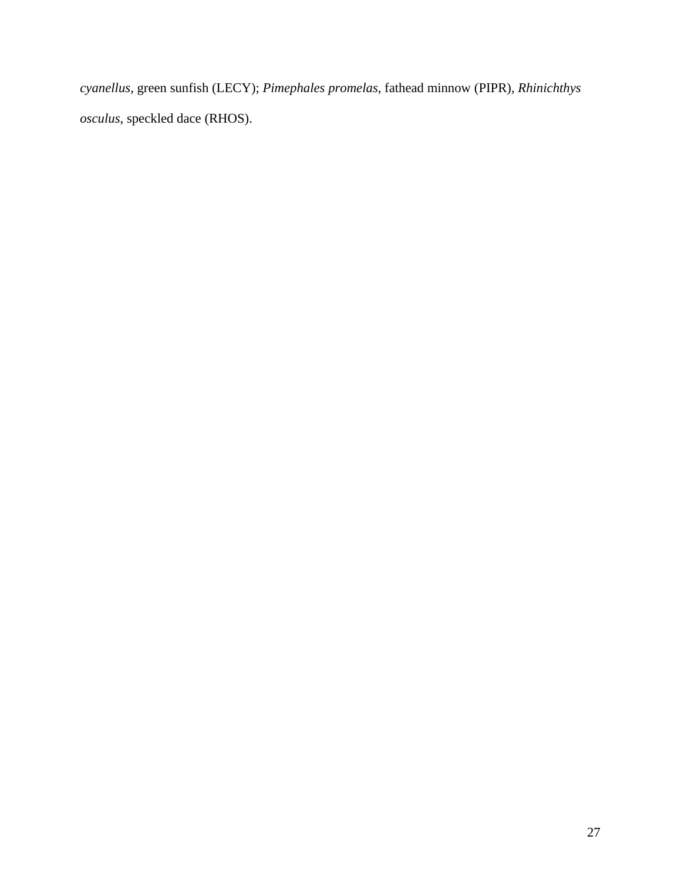*cyanellus*, green sunfish (LECY); *Pimephales promelas*, fathead minnow (PIPR), *Rhinichthys osculus*, speckled dace (RHOS).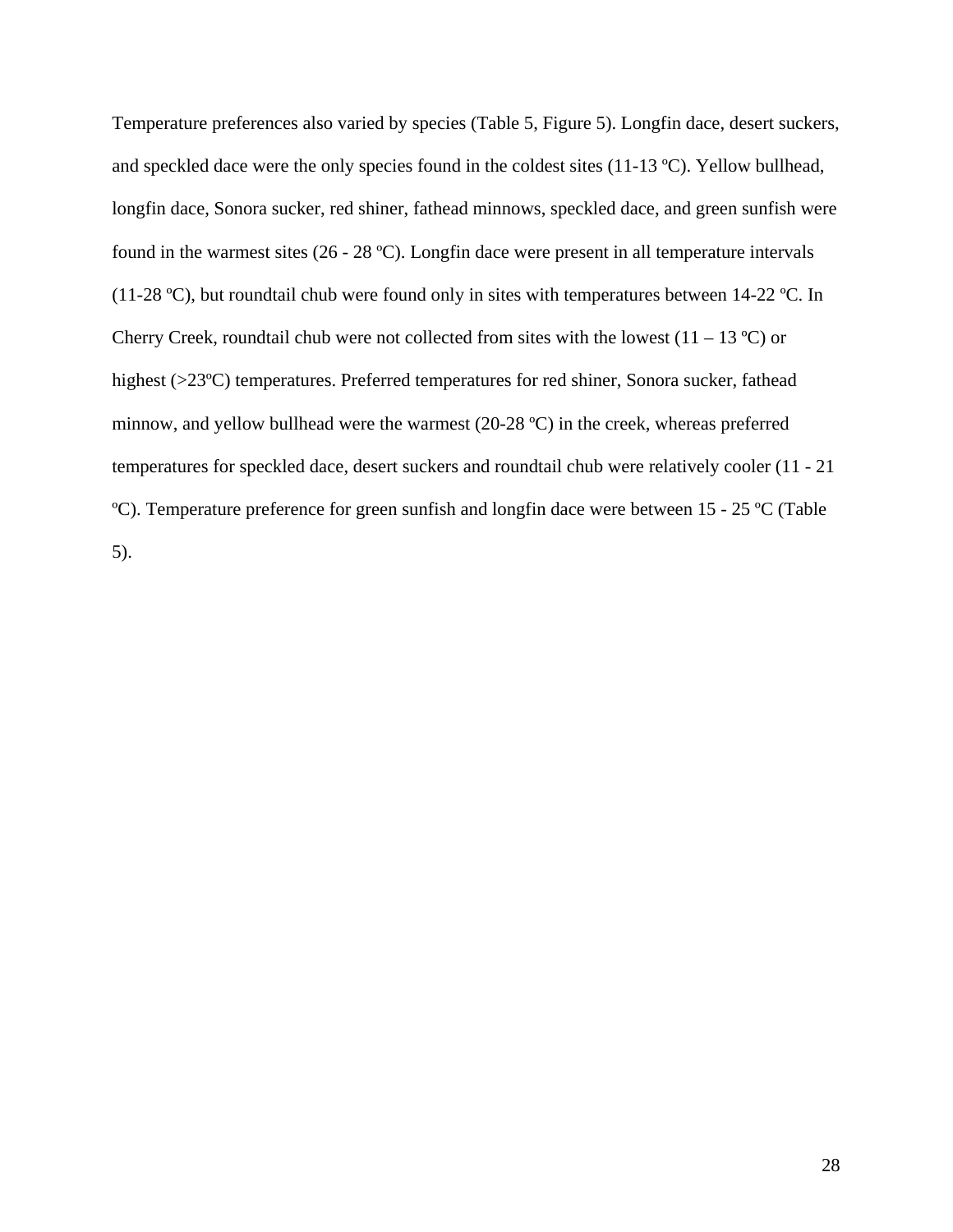Temperature preferences also varied by species (Table 5, Figure 5). Longfin dace, desert suckers, and speckled dace were the only species found in the coldest sites (11-13 ºC). Yellow bullhead, longfin dace, Sonora sucker, red shiner, fathead minnows, speckled dace, and green sunfish were found in the warmest sites (26 - 28 ºC). Longfin dace were present in all temperature intervals (11-28 ºC), but roundtail chub were found only in sites with temperatures between 14-22 ºC. In Cherry Creek, roundtail chub were not collected from sites with the lowest (11 – 13 ºC) or highest (>23ºC) temperatures. Preferred temperatures for red shiner, Sonora sucker, fathead minnow, and yellow bullhead were the warmest (20-28 ºC) in the creek, whereas preferred temperatures for speckled dace, desert suckers and roundtail chub were relatively cooler (11 - 21 ºC). Temperature preference for green sunfish and longfin dace were between 15 - 25 ºC (Table 5).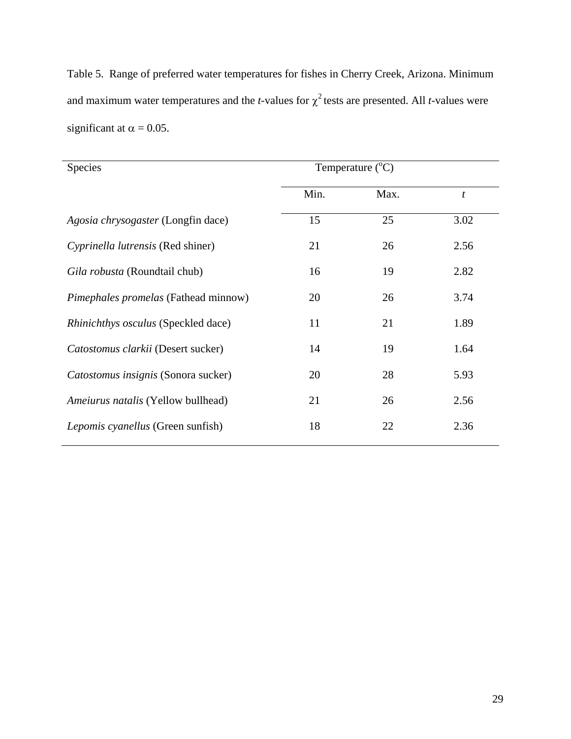Table 5. Range of preferred water temperatures for fishes in Cherry Creek, Arizona. Minimum and maximum water temperatures and the *t*-values for $\chi^2$ tests are presented. All *t*-values were significant at $\alpha = 0.05$.

| Species | Temperature (°C) | | |
|---|---|---|---|
| | Min. | Max. | *t* |
| *Agosia chrysogaster* (Longfin dace) | 15 | 25 | 3.02 |
| *Cyprinella lutrensis* (Red shiner) | 21 | 26 | 2.56 |
| *Gila robusta* (Roundtail chub) | 16 | 19 | 2.82 |
| *Pimephales promelas* (Fathead minnow) | 20 | 26 | 3.74 |
| *Rhinichthys osculus* (Speckled dace) | 11 | 21 | 1.89 |
| *Catostomus clarkii* (Desert sucker) | 14 | 19 | 1.64 |
| *Catostomus insignis* (Sonora sucker) | 20 | 28 | 5.93 |
| *Ameiurus natalis* (Yellow bullhead) | 21 | 26 | 2.56 |
| *Lepomis cyanellus* (Green sunfish) | 18 | 22 | 2.36 |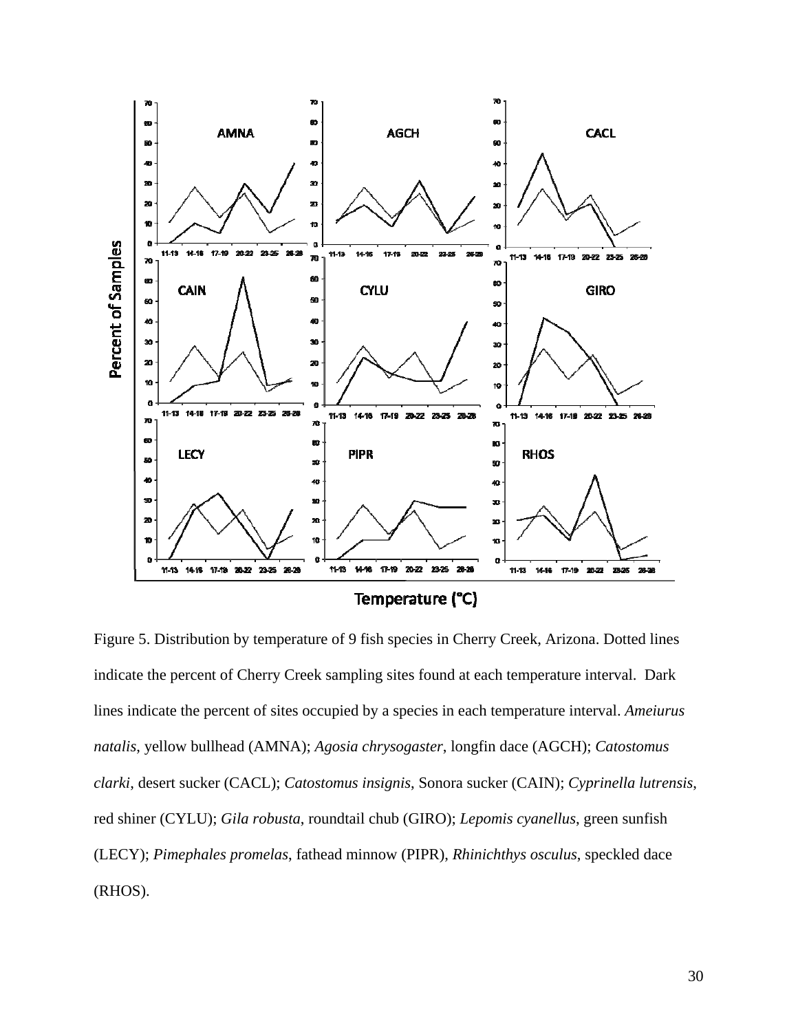Figure 5. Distribution by temperature of 9 fish species in Cherry Creek, Arizona. Dotted lines indicate the percent of Cherry Creek sampling sites found at each temperature interval. Dark lines indicate the percent of sites occupied by a species in each temperature interval. *Ameiurus natalis*, yellow bullhead (AMNA); *Agosia chrysogaster*, longfin dace (AGCH); *Catostomus clarki*, desert sucker (CACL); *Catostomus insignis*, Sonora sucker (CAIN); *Cyprinella lutrensis*, red shiner (CYLU); *Gila robusta*, roundtail chub (GIRO); *Lepomis cyanellus*, green sunfish (LECY); *Pimephales promelas*, fathead minnow (PIPR), *Rhinichthys osculus*, speckled dace (RHOS).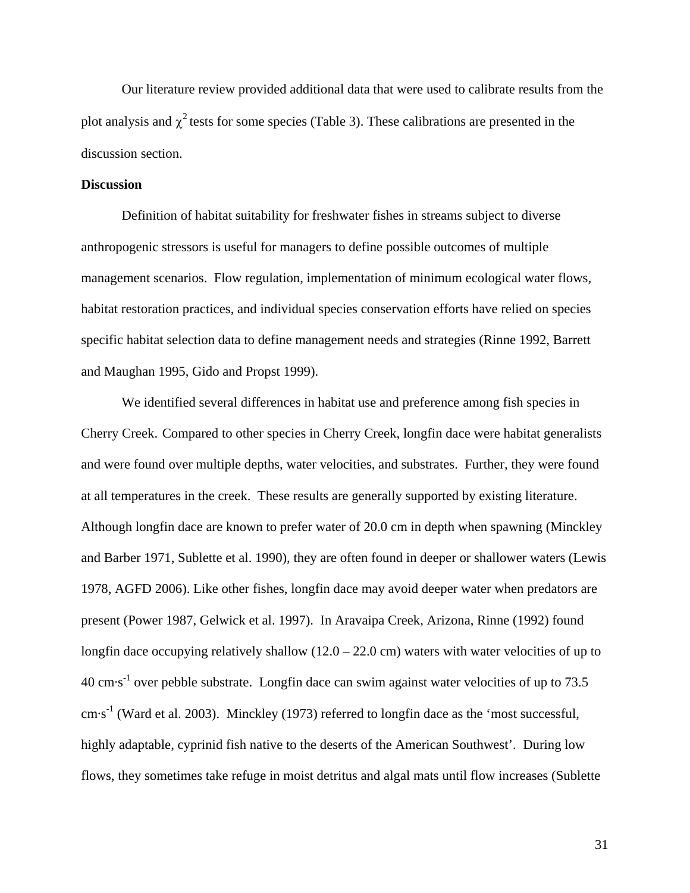Our literature review provided additional data that were used to calibrate results from the plot analysis and $\chi^2$ tests for some species (Table 3). These calibrations are presented in the discussion section.

**Discussion**

Definition of habitat suitability for freshwater fishes in streams subject to diverse anthropogenic stressors is useful for managers to define possible outcomes of multiple management scenarios. Flow regulation, implementation of minimum ecological water flows, habitat restoration practices, and individual species conservation efforts have relied on species specific habitat selection data to define management needs and strategies (Rinne 1992, Barrett and Maughan 1995, Gido and Propst 1999).

We identified several differences in habitat use and preference among fish species in Cherry Creek. Compared to other species in Cherry Creek, longfin dace were habitat generalists and were found over multiple depths, water velocities, and substrates. Further, they were found at all temperatures in the creek. These results are generally supported by existing literature. Although longfin dace are known to prefer water of 20.0 cm in depth when spawning (Minckley and Barber 1971, Sublette et al. 1990), they are often found in deeper or shallower waters (Lewis 1978, AGFD 2006). Like other fishes, longfin dace may avoid deeper water when predators are present (Power 1987, Gelwick et al. 1997). In Aravaipa Creek, Arizona, Rinne (1992) found longfin dace occupying relatively shallow (12.0 – 22.0 cm) waters with water velocities of up to 40 $cm \cdot s^{-1}$ over pebble substrate. Longfin dace can swim against water velocities of up to 73.5 $cm \cdot s^{-1}$ (Ward et al. 2003). Minckley (1973) referred to longfin dace as the 'most successful, highly adaptable, cyprinid fish native to the deserts of the American Southwest'. During low flows, they sometimes take refuge in moist detritus and algal mats until flow increases (Sublette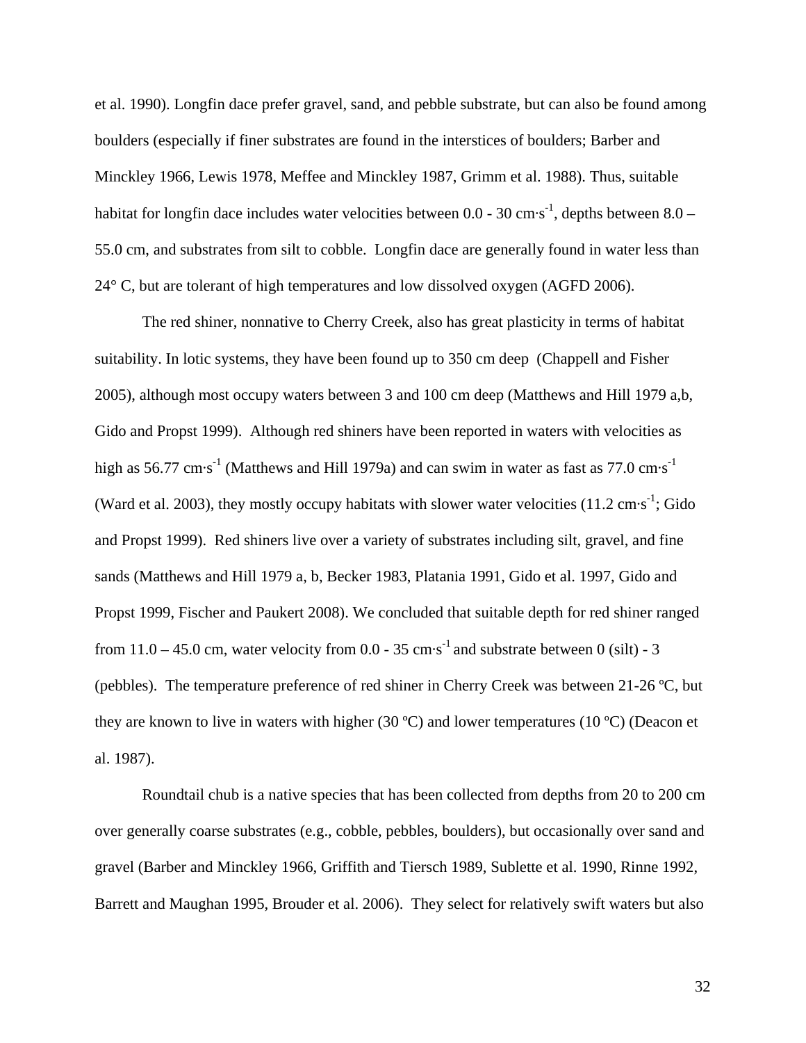et al. 1990). Longfin dace prefer gravel, sand, and pebble substrate, but can also be found among boulders (especially if finer substrates are found in the interstices of boulders; Barber and Minckley 1966, Lewis 1978, Meffee and Minckley 1987, Grimm et al. 1988). Thus, suitable habitat for longfin dace includes water velocities between 0.0 - 30 $cm{\cdot}s^{-1}$, depths between 8.0 – 55.0 cm, and substrates from silt to cobble. Longfin dace are generally found in water less than 24° C, but are tolerant of high temperatures and low dissolved oxygen (AGFD 2006).

The red shiner, nonnative to Cherry Creek, also has great plasticity in terms of habitat suitability. In lotic systems, they have been found up to 350 cm deep (Chappell and Fisher 2005), although most occupy waters between 3 and 100 cm deep (Matthews and Hill 1979 a,b, Gido and Propst 1999). Although red shiners have been reported in waters with velocities as high as 56.77 $cm{\cdot}s^{-1}$ (Matthews and Hill 1979a) and can swim in water as fast as 77.0 $cm{\cdot}s^{-1}$ (Ward et al. 2003), they mostly occupy habitats with slower water velocities (11.2 $cm{\cdot}s^{-1}$; Gido and Propst 1999). Red shiners live over a variety of substrates including silt, gravel, and fine sands (Matthews and Hill 1979 a, b, Becker 1983, Platania 1991, Gido et al. 1997, Gido and Propst 1999, Fischer and Paukert 2008). We concluded that suitable depth for red shiner ranged from 11.0 – 45.0 cm, water velocity from 0.0 - 35 $cm{\cdot}s^{-1}$ and substrate between 0 (silt) - 3 (pebbles). The temperature preference of red shiner in Cherry Creek was between 21-26 ºC, but they are known to live in waters with higher (30 ºC) and lower temperatures (10 ºC) (Deacon et al. 1987).

Roundtail chub is a native species that has been collected from depths from 20 to 200 cm over generally coarse substrates (e.g., cobble, pebbles, boulders), but occasionally over sand and gravel (Barber and Minckley 1966, Griffith and Tiersch 1989, Sublette et al. 1990, Rinne 1992, Barrett and Maughan 1995, Brouder et al. 2006). They select for relatively swift waters but also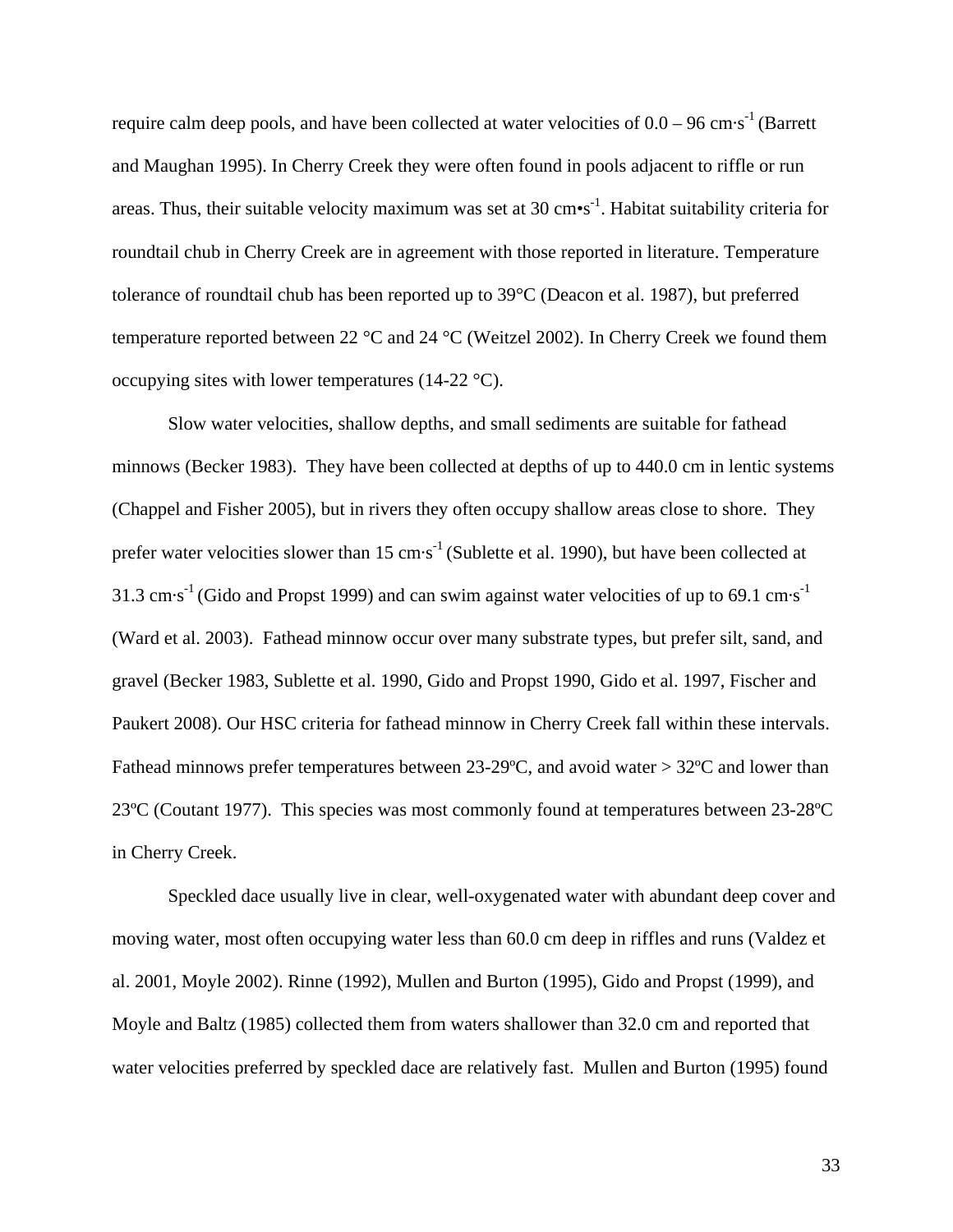require calm deep pools, and have been collected at water velocities of 0.0 – 96 cm·s$^{-1}$ (Barrett and Maughan 1995). In Cherry Creek they were often found in pools adjacent to riffle or run areas. Thus, their suitable velocity maximum was set at 30 cm•s$^{-1}$. Habitat suitability criteria for roundtail chub in Cherry Creek are in agreement with those reported in literature. Temperature tolerance of roundtail chub has been reported up to 39°C (Deacon et al. 1987), but preferred temperature reported between 22 °C and 24 °C (Weitzel 2002). In Cherry Creek we found them occupying sites with lower temperatures (14-22 °C).

Slow water velocities, shallow depths, and small sediments are suitable for fathead minnows (Becker 1983). They have been collected at depths of up to 440.0 cm in lentic systems (Chappel and Fisher 2005), but in rivers they often occupy shallow areas close to shore. They prefer water velocities slower than 15 cm·s$^{-1}$ (Sublette et al. 1990), but have been collected at 31.3 cm·s$^{-1}$ (Gido and Propst 1999) and can swim against water velocities of up to 69.1 cm·s$^{-1}$ (Ward et al. 2003). Fathead minnow occur over many substrate types, but prefer silt, sand, and gravel (Becker 1983, Sublette et al. 1990, Gido and Propst 1990, Gido et al. 1997, Fischer and Paukert 2008). Our HSC criteria for fathead minnow in Cherry Creek fall within these intervals. Fathead minnows prefer temperatures between 23-29ºC, and avoid water > 32ºC and lower than 23ºC (Coutant 1977). This species was most commonly found at temperatures between 23-28ºC in Cherry Creek.

Speckled dace usually live in clear, well-oxygenated water with abundant deep cover and moving water, most often occupying water less than 60.0 cm deep in riffles and runs (Valdez et al. 2001, Moyle 2002). Rinne (1992), Mullen and Burton (1995), Gido and Propst (1999), and Moyle and Baltz (1985) collected them from waters shallower than 32.0 cm and reported that water velocities preferred by speckled dace are relatively fast. Mullen and Burton (1995) found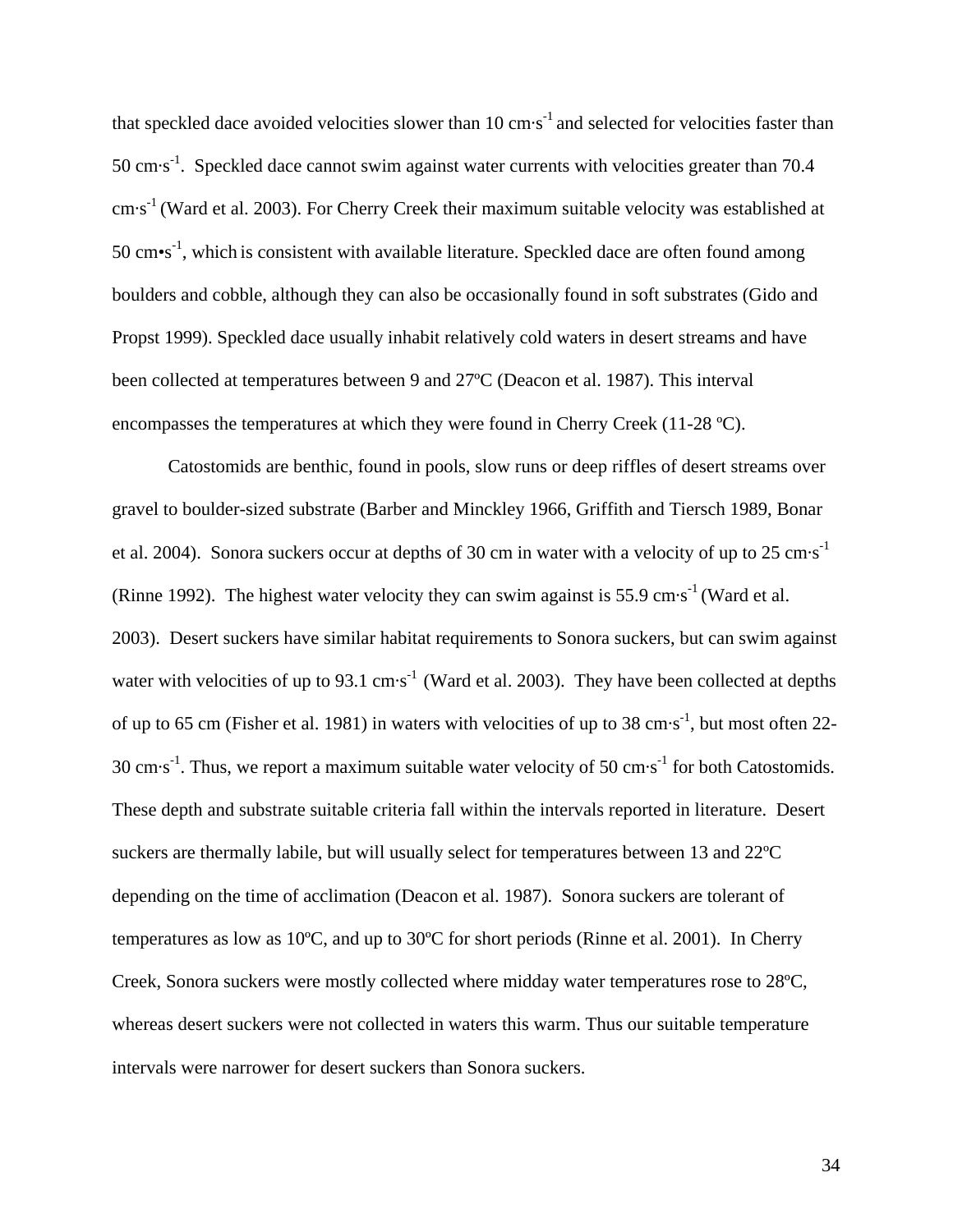that speckled dace avoided velocities slower than 10 $cm \cdot s^{-1}$ and selected for velocities faster than 50 $cm \cdot s^{-1}$. Speckled dace cannot swim against water currents with velocities greater than 70.4 $cm \cdot s^{-1}$ (Ward et al. 2003). For Cherry Creek their maximum suitable velocity was established at 50 $cm \bullet s^{-1}$, which is consistent with available literature. Speckled dace are often found among boulders and cobble, although they can also be occasionally found in soft substrates (Gido and Propst 1999). Speckled dace usually inhabit relatively cold waters in desert streams and have been collected at temperatures between 9 and 27ºC (Deacon et al. 1987). This interval encompasses the temperatures at which they were found in Cherry Creek (11-28 ºC).

Catostomids are benthic, found in pools, slow runs or deep riffles of desert streams over gravel to boulder-sized substrate (Barber and Minckley 1966, Griffith and Tiersch 1989, Bonar et al. 2004). Sonora suckers occur at depths of 30 cm in water with a velocity of up to 25 $cm \cdot s^{-1}$ (Rinne 1992). The highest water velocity they can swim against is 55.9 $cm \cdot s^{-1}$ (Ward et al. 2003). Desert suckers have similar habitat requirements to Sonora suckers, but can swim against water with velocities of up to 93.1 $cm \cdot s^{-1}$ (Ward et al. 2003). They have been collected at depths of up to 65 cm (Fisher et al. 1981) in waters with velocities of up to 38 $cm \cdot s^{-1}$, but most often 22-30 $cm \cdot s^{-1}$. Thus, we report a maximum suitable water velocity of 50 $cm \cdot s^{-1}$ for both Catostomids. These depth and substrate suitable criteria fall within the intervals reported in literature. Desert suckers are thermally labile, but will usually select for temperatures between 13 and 22ºC depending on the time of acclimation (Deacon et al. 1987). Sonora suckers are tolerant of temperatures as low as 10ºC, and up to 30ºC for short periods (Rinne et al. 2001). In Cherry Creek, Sonora suckers were mostly collected where midday water temperatures rose to 28ºC, whereas desert suckers were not collected in waters this warm. Thus our suitable temperature intervals were narrower for desert suckers than Sonora suckers.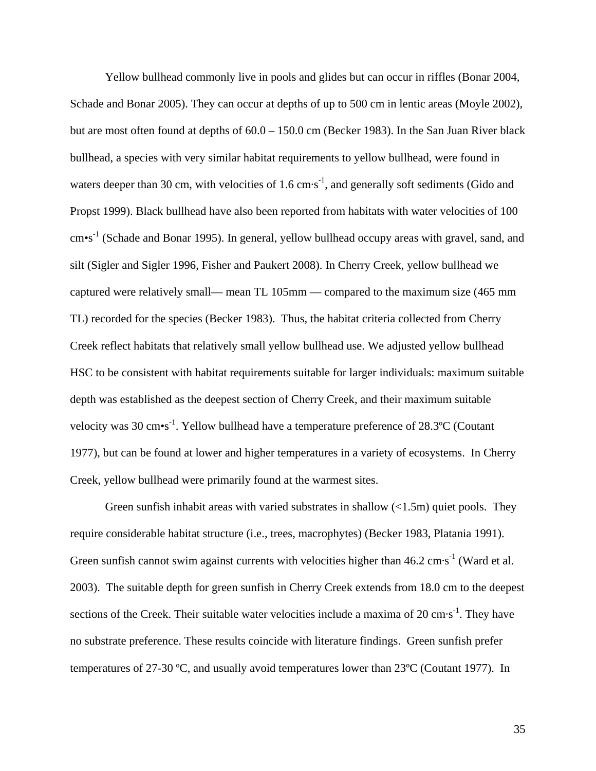Yellow bullhead commonly live in pools and glides but can occur in riffles (Bonar 2004, Schade and Bonar 2005). They can occur at depths of up to 500 cm in lentic areas (Moyle 2002), but are most often found at depths of 60.0 – 150.0 cm (Becker 1983). In the San Juan River black bullhead, a species with very similar habitat requirements to yellow bullhead, were found in waters deeper than 30 cm, with velocities of 1.6 $cm \cdot s^{-1}$, and generally soft sediments (Gido and Propst 1999). Black bullhead have also been reported from habitats with water velocities of 100 $cm \cdot s^{-1}$ (Schade and Bonar 1995). In general, yellow bullhead occupy areas with gravel, sand, and silt (Sigler and Sigler 1996, Fisher and Paukert 2008). In Cherry Creek, yellow bullhead we captured were relatively small— mean TL 105mm — compared to the maximum size (465 mm TL) recorded for the species (Becker 1983). Thus, the habitat criteria collected from Cherry Creek reflect habitats that relatively small yellow bullhead use. We adjusted yellow bullhead HSC to be consistent with habitat requirements suitable for larger individuals: maximum suitable depth was established as the deepest section of Cherry Creek, and their maximum suitable velocity was 30 $cm \cdot s^{-1}$. Yellow bullhead have a temperature preference of 28.3ºC (Coutant 1977), but can be found at lower and higher temperatures in a variety of ecosystems. In Cherry Creek, yellow bullhead were primarily found at the warmest sites.

Green sunfish inhabit areas with varied substrates in shallow (<1.5m) quiet pools. They require considerable habitat structure (i.e., trees, macrophytes) (Becker 1983, Platania 1991). Green sunfish cannot swim against currents with velocities higher than 46.2 $cm \cdot s^{-1}$ (Ward et al. 2003). The suitable depth for green sunfish in Cherry Creek extends from 18.0 cm to the deepest sections of the Creek. Their suitable water velocities include a maxima of 20 $cm \cdot s^{-1}$. They have no substrate preference. These results coincide with literature findings. Green sunfish prefer temperatures of 27-30 ºC, and usually avoid temperatures lower than 23ºC (Coutant 1977). In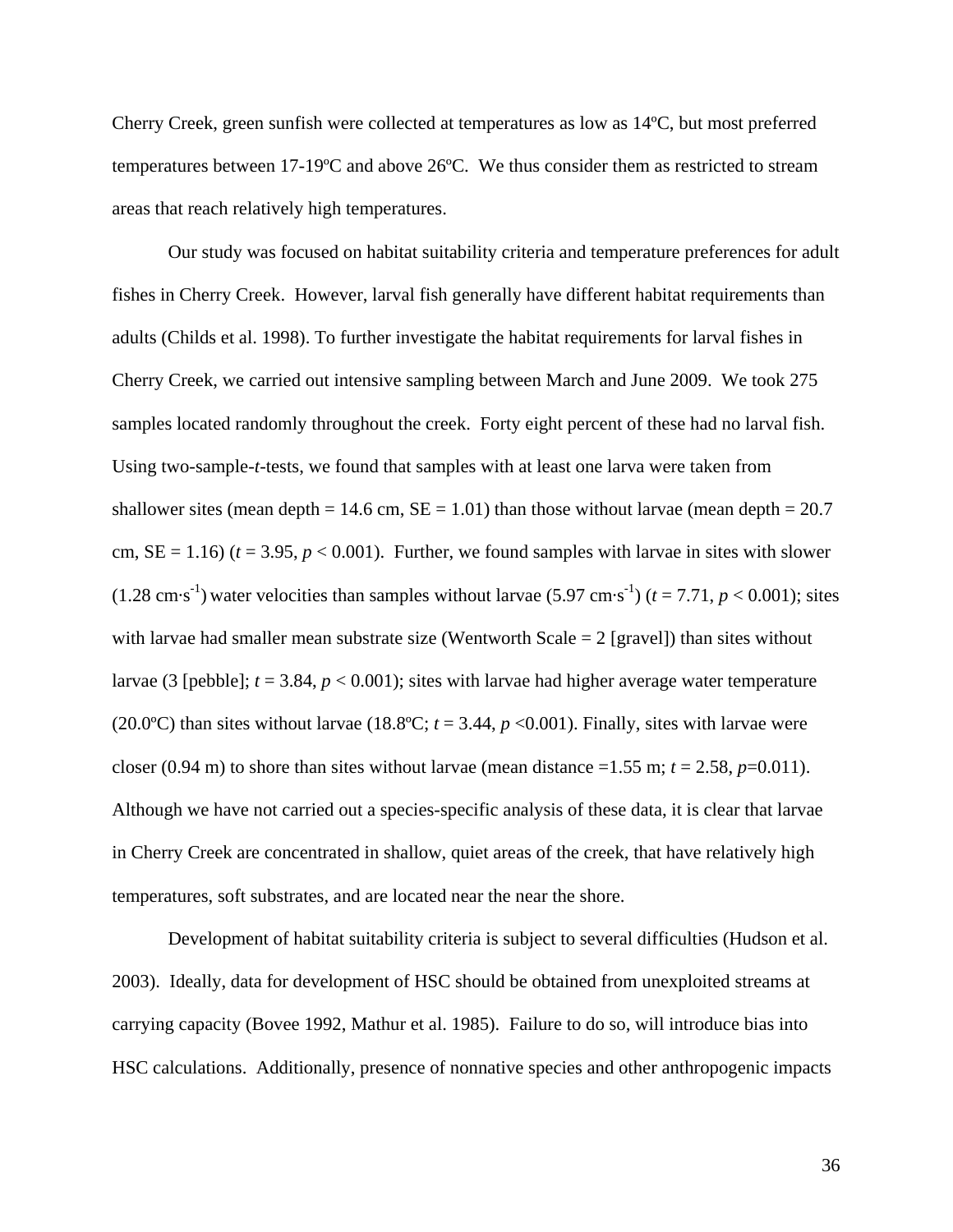Cherry Creek, green sunfish were collected at temperatures as low as 14ºC, but most preferred temperatures between 17-19ºC and above 26ºC. We thus consider them as restricted to stream areas that reach relatively high temperatures.

Our study was focused on habitat suitability criteria and temperature preferences for adult fishes in Cherry Creek. However, larval fish generally have different habitat requirements than adults (Childs et al. 1998). To further investigate the habitat requirements for larval fishes in Cherry Creek, we carried out intensive sampling between March and June 2009. We took 275 samples located randomly throughout the creek. Forty eight percent of these had no larval fish. Using two-sample-*t*-tests, we found that samples with at least one larva were taken from shallower sites (mean depth = 14.6 cm, SE = 1.01) than those without larvae (mean depth = 20.7 cm, SE = 1.16) ($t = 3.95$, $p < 0.001$). Further, we found samples with larvae in sites with slower (1.28 $cm \cdot s^{-1}$) water velocities than samples without larvae (5.97 $cm \cdot s^{-1}$) ($t = 7.71$, $p < 0.001$); sites with larvae had smaller mean substrate size (Wentworth Scale = 2 [gravel]) than sites without larvae (3 [pebble]; $t = 3.84$, $p < 0.001$); sites with larvae had higher average water temperature (20.0ºC) than sites without larvae (18.8ºC; $t = 3.44$, $p < 0.001$). Finally, sites with larvae were closer (0.94 m) to shore than sites without larvae (mean distance =1.55 m; $t = 2.58$, $p = 0.011$). Although we have not carried out a species-specific analysis of these data, it is clear that larvae in Cherry Creek are concentrated in shallow, quiet areas of the creek, that have relatively high temperatures, soft substrates, and are located near the near the shore.

Development of habitat suitability criteria is subject to several difficulties (Hudson et al. 2003). Ideally, data for development of HSC should be obtained from unexploited streams at carrying capacity (Bovee 1992, Mathur et al. 1985). Failure to do so, will introduce bias into HSC calculations. Additionally, presence of nonnative species and other anthropogenic impacts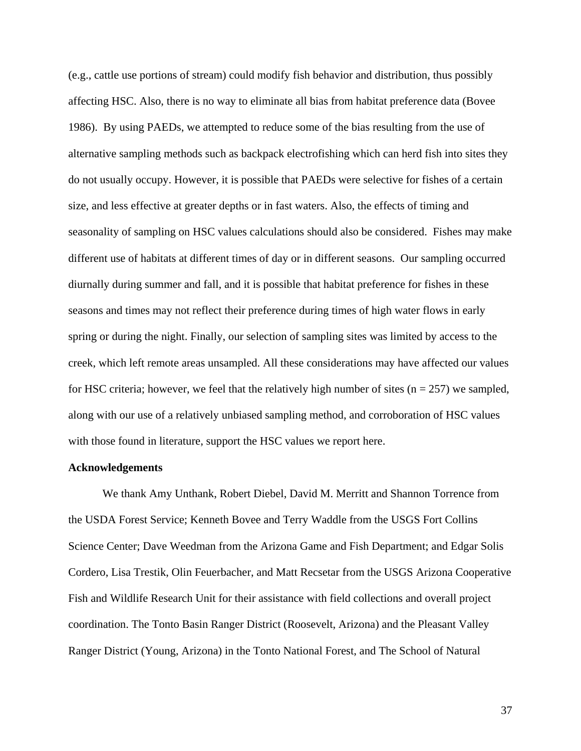(e.g., cattle use portions of stream) could modify fish behavior and distribution, thus possibly affecting HSC. Also, there is no way to eliminate all bias from habitat preference data (Bovee 1986). By using PAEDs, we attempted to reduce some of the bias resulting from the use of alternative sampling methods such as backpack electrofishing which can herd fish into sites they do not usually occupy. However, it is possible that PAEDs were selective for fishes of a certain size, and less effective at greater depths or in fast waters. Also, the effects of timing and seasonality of sampling on HSC values calculations should also be considered. Fishes may make different use of habitats at different times of day or in different seasons. Our sampling occurred diurnally during summer and fall, and it is possible that habitat preference for fishes in these seasons and times may not reflect their preference during times of high water flows in early spring or during the night. Finally, our selection of sampling sites was limited by access to the creek, which left remote areas unsampled. All these considerations may have affected our values for HSC criteria; however, we feel that the relatively high number of sites ($n = 257$) we sampled, along with our use of a relatively unbiased sampling method, and corroboration of HSC values with those found in literature, support the HSC values we report here.

**Acknowledgements**

We thank Amy Unthank, Robert Diebel, David M. Merritt and Shannon Torrence from the USDA Forest Service; Kenneth Bovee and Terry Waddle from the USGS Fort Collins Science Center; Dave Weedman from the Arizona Game and Fish Department; and Edgar Solis Cordero, Lisa Trestik, Olin Feuerbacher, and Matt Recsetar from the USGS Arizona Cooperative Fish and Wildlife Research Unit for their assistance with field collections and overall project coordination. The Tonto Basin Ranger District (Roosevelt, Arizona) and the Pleasant Valley Ranger District (Young, Arizona) in the Tonto National Forest, and The School of Natural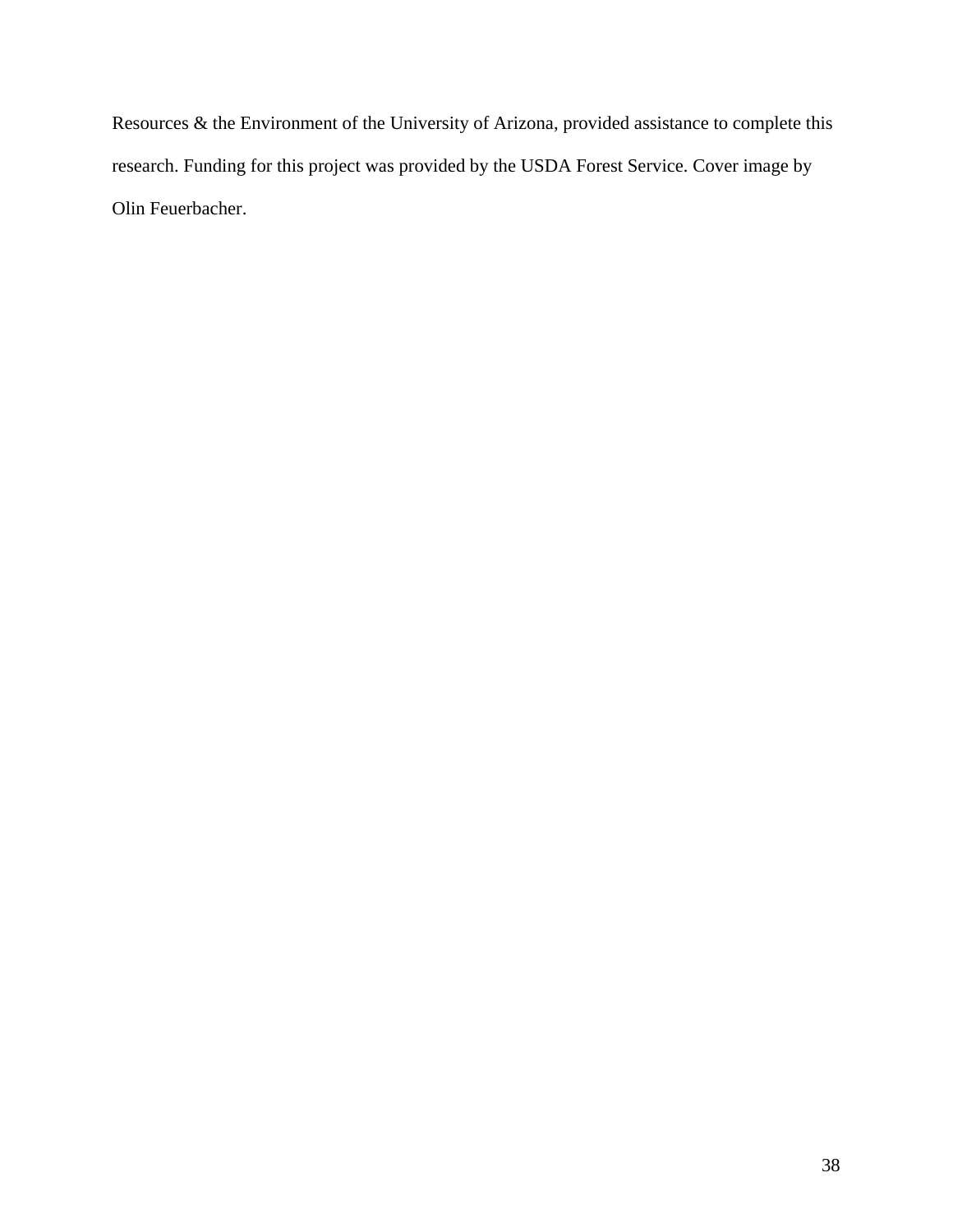Resources & the Environment of the University of Arizona, provided assistance to complete this research. Funding for this project was provided by the USDA Forest Service. Cover image by Olin Feuerbacher.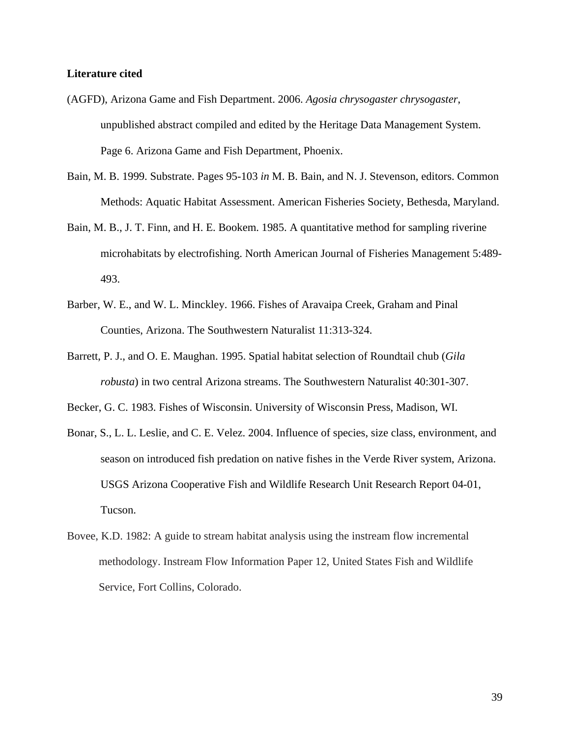**Literature cited**

(AGFD), Arizona Game and Fish Department. 2006. *Agosia chrysogaster chrysogaster*, unpublished abstract compiled and edited by the Heritage Data Management System. Page 6. Arizona Game and Fish Department, Phoenix.

Bain, M. B. 1999. Substrate. Pages 95-103 *in* M. B. Bain, and N. J. Stevenson, editors. Common Methods: Aquatic Habitat Assessment. American Fisheries Society, Bethesda, Maryland.

Bain, M. B., J. T. Finn, and H. E. Bookem. 1985. A quantitative method for sampling riverine microhabitats by electrofishing. North American Journal of Fisheries Management 5:489-493.

Barber, W. E., and W. L. Minckley. 1966. Fishes of Aravaipa Creek, Graham and Pinal Counties, Arizona. The Southwestern Naturalist 11:313-324.

Barrett, P. J., and O. E. Maughan. 1995. Spatial habitat selection of Roundtail chub (*Gila robusta*) in two central Arizona streams. The Southwestern Naturalist 40:301-307.

Becker, G. C. 1983. Fishes of Wisconsin. University of Wisconsin Press, Madison, WI.

Bonar, S., L. L. Leslie, and C. E. Velez. 2004. Influence of species, size class, environment, and season on introduced fish predation on native fishes in the Verde River system, Arizona. USGS Arizona Cooperative Fish and Wildlife Research Unit Research Report 04-01, Tucson.

Bovee, K.D. 1982: A guide to stream habitat analysis using the instream flow incremental methodology. Instream Flow Information Paper 12, United States Fish and Wildlife Service, Fort Collins, Colorado.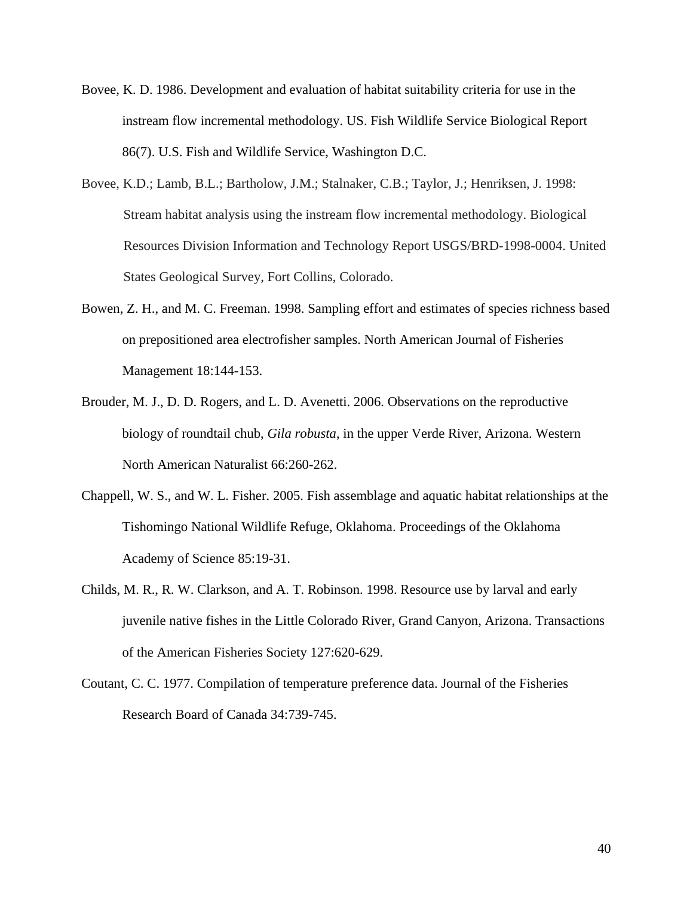Bovee, K. D. 1986. Development and evaluation of habitat suitability criteria for use in the instream flow incremental methodology. US. Fish Wildlife Service Biological Report 86(7). U.S. Fish and Wildlife Service, Washington D.C.

Bovee, K.D.; Lamb, B.L.; Bartholow, J.M.; Stalnaker, C.B.; Taylor, J.; Henriksen, J. 1998: Stream habitat analysis using the instream flow incremental methodology. Biological Resources Division Information and Technology Report USGS/BRD-1998-0004. United States Geological Survey, Fort Collins, Colorado.

Bowen, Z. H., and M. C. Freeman. 1998. Sampling effort and estimates of species richness based on prepositioned area electrofisher samples. North American Journal of Fisheries Management 18:144-153.

Brouder, M. J., D. D. Rogers, and L. D. Avenetti. 2006. Observations on the reproductive biology of roundtail chub, *Gila robusta*, in the upper Verde River, Arizona. Western North American Naturalist 66:260-262.

Chappell, W. S., and W. L. Fisher. 2005. Fish assemblage and aquatic habitat relationships at the Tishomingo National Wildlife Refuge, Oklahoma. Proceedings of the Oklahoma Academy of Science 85:19-31.

Childs, M. R., R. W. Clarkson, and A. T. Robinson. 1998. Resource use by larval and early juvenile native fishes in the Little Colorado River, Grand Canyon, Arizona. Transactions of the American Fisheries Society 127:620-629.

Coutant, C. C. 1977. Compilation of temperature preference data. Journal of the Fisheries Research Board of Canada 34:739-745.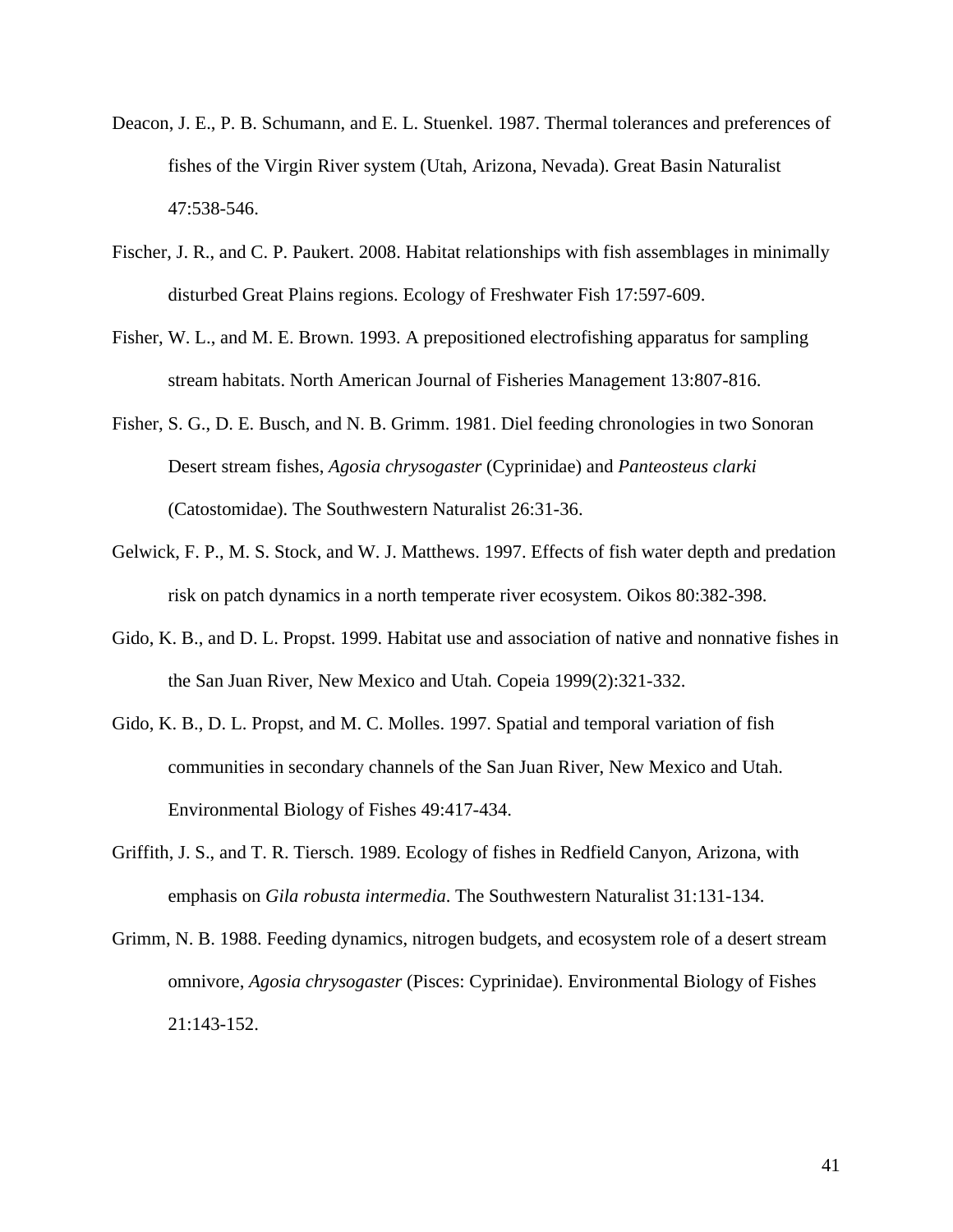Deacon, J. E., P. B. Schumann, and E. L. Stuenkel. 1987. Thermal tolerances and preferences of fishes of the Virgin River system (Utah, Arizona, Nevada). Great Basin Naturalist 47:538-546.

Fischer, J. R., and C. P. Paukert. 2008. Habitat relationships with fish assemblages in minimally disturbed Great Plains regions. Ecology of Freshwater Fish 17:597-609.

Fisher, W. L., and M. E. Brown. 1993. A prepositioned electrofishing apparatus for sampling stream habitats. North American Journal of Fisheries Management 13:807-816.

Fisher, S. G., D. E. Busch, and N. B. Grimm. 1981. Diel feeding chronologies in two Sonoran Desert stream fishes, *Agosia chrysogaster* (Cyprinidae) and *Panteosteus clarki* (Catostomidae). The Southwestern Naturalist 26:31-36.

Gelwick, F. P., M. S. Stock, and W. J. Matthews. 1997. Effects of fish water depth and predation risk on patch dynamics in a north temperate river ecosystem. Oikos 80:382-398.

Gido, K. B., and D. L. Propst. 1999. Habitat use and association of native and nonnative fishes in the San Juan River, New Mexico and Utah. Copeia 1999(2):321-332.

Gido, K. B., D. L. Propst, and M. C. Molles. 1997. Spatial and temporal variation of fish communities in secondary channels of the San Juan River, New Mexico and Utah. Environmental Biology of Fishes 49:417-434.

Griffith, J. S., and T. R. Tiersch. 1989. Ecology of fishes in Redfield Canyon, Arizona, with emphasis on *Gila robusta intermedia*. The Southwestern Naturalist 31:131-134.

Grimm, N. B. 1988. Feeding dynamics, nitrogen budgets, and ecosystem role of a desert stream omnivore, *Agosia chrysogaster* (Pisces: Cyprinidae). Environmental Biology of Fishes 21:143-152.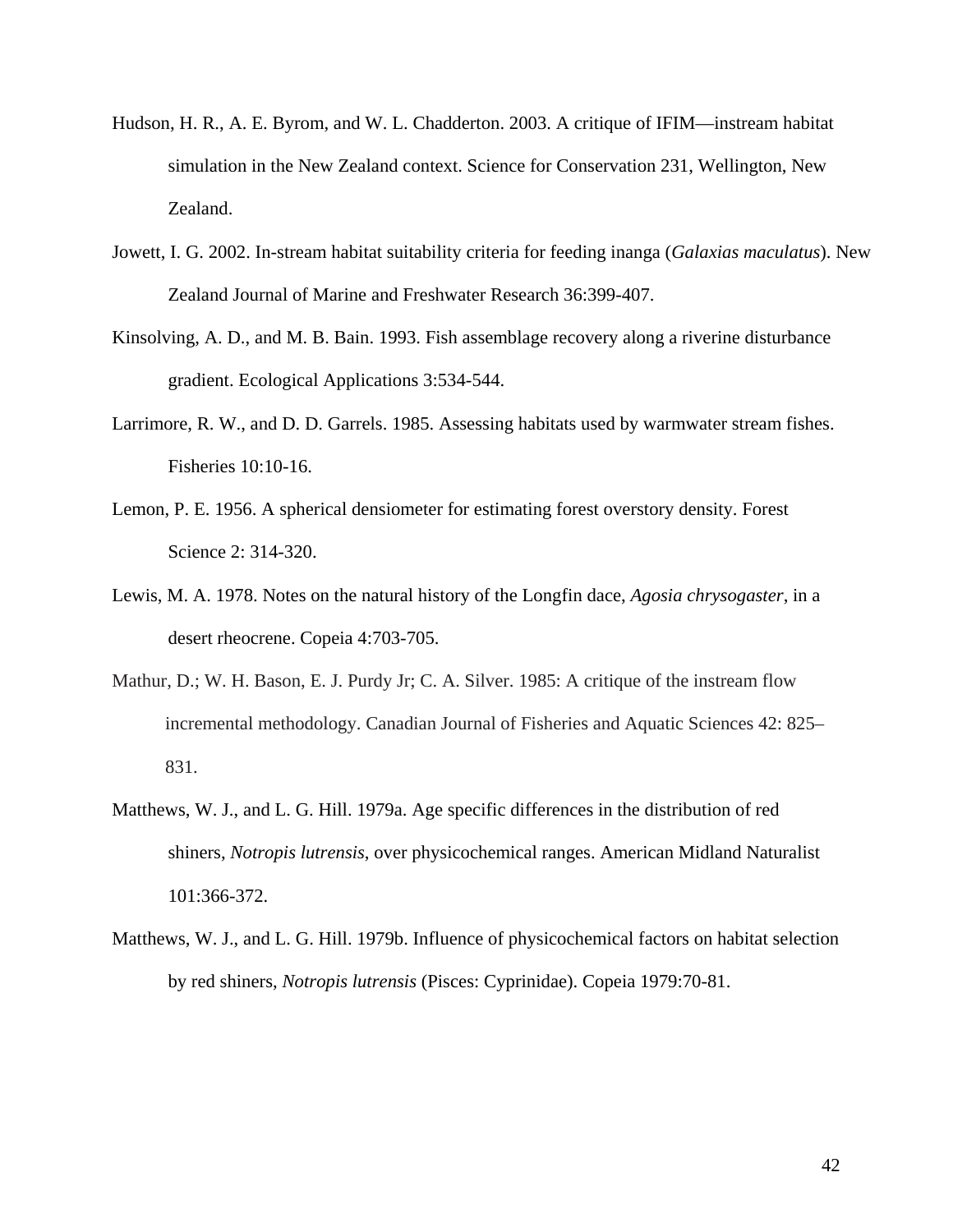Hudson, H. R., A. E. Byrom, and W. L. Chadderton. 2003. A critique of IFIM—instream habitat simulation in the New Zealand context. Science for Conservation 231, Wellington, New Zealand.

Jowett, I. G. 2002. In-stream habitat suitability criteria for feeding inanga (*Galaxias maculatus*). New Zealand Journal of Marine and Freshwater Research 36:399-407.

Kinsolving, A. D., and M. B. Bain. 1993. Fish assemblage recovery along a riverine disturbance gradient. Ecological Applications 3:534-544.

Larrimore, R. W., and D. D. Garrels. 1985. Assessing habitats used by warmwater stream fishes. Fisheries 10:10-16.

Lemon, P. E. 1956. A spherical densiometer for estimating forest overstory density. Forest Science 2: 314-320.

Lewis, M. A. 1978. Notes on the natural history of the Longfin dace, *Agosia chrysogaster*, in a desert rheocrene. Copeia 4:703-705.

Mathur, D.; W. H. Bason, E. J. Purdy Jr; C. A. Silver. 1985: A critique of the instream flow incremental methodology. Canadian Journal of Fisheries and Aquatic Sciences 42: 825–831.

Matthews, W. J., and L. G. Hill. 1979a. Age specific differences in the distribution of red shiners, *Notropis lutrensis*, over physicochemical ranges. American Midland Naturalist 101:366-372.

Matthews, W. J., and L. G. Hill. 1979b. Influence of physicochemical factors on habitat selection by red shiners, *Notropis lutrensis* (Pisces: Cyprinidae). Copeia 1979:70-81.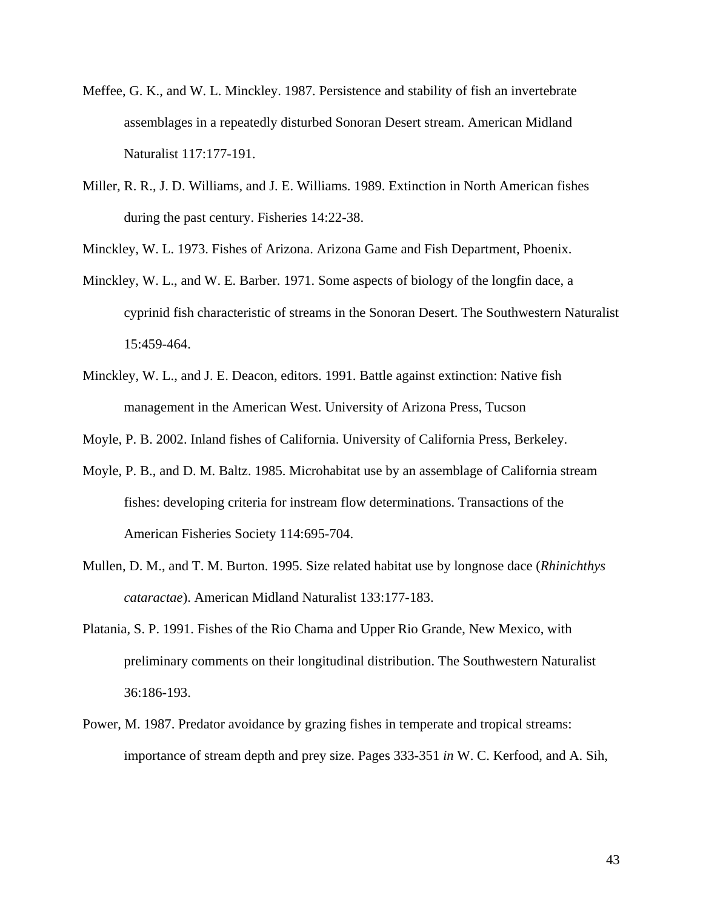Meffee, G. K., and W. L. Minckley. 1987. Persistence and stability of fish an invertebrate assemblages in a repeatedly disturbed Sonoran Desert stream. American Midland Naturalist 117:177-191.

Miller, R. R., J. D. Williams, and J. E. Williams. 1989. Extinction in North American fishes during the past century. Fisheries 14:22-38.

Minckley, W. L. 1973. Fishes of Arizona. Arizona Game and Fish Department, Phoenix.

Minckley, W. L., and W. E. Barber. 1971. Some aspects of biology of the longfin dace, a cyprinid fish characteristic of streams in the Sonoran Desert. The Southwestern Naturalist 15:459-464.

Minckley, W. L., and J. E. Deacon, editors. 1991. Battle against extinction: Native fish management in the American West. University of Arizona Press, Tucson

Moyle, P. B. 2002. Inland fishes of California. University of California Press, Berkeley.

Moyle, P. B., and D. M. Baltz. 1985. Microhabitat use by an assemblage of California stream fishes: developing criteria for instream flow determinations. Transactions of the American Fisheries Society 114:695-704.

Mullen, D. M., and T. M. Burton. 1995. Size related habitat use by longnose dace (*Rhinichthys cataractae*). American Midland Naturalist 133:177-183.

Platania, S. P. 1991. Fishes of the Rio Chama and Upper Rio Grande, New Mexico, with preliminary comments on their longitudinal distribution. The Southwestern Naturalist 36:186-193.

Power, M. 1987. Predator avoidance by grazing fishes in temperate and tropical streams: importance of stream depth and prey size. Pages 333-351 *in* W. C. Kerfood, and A. Sih,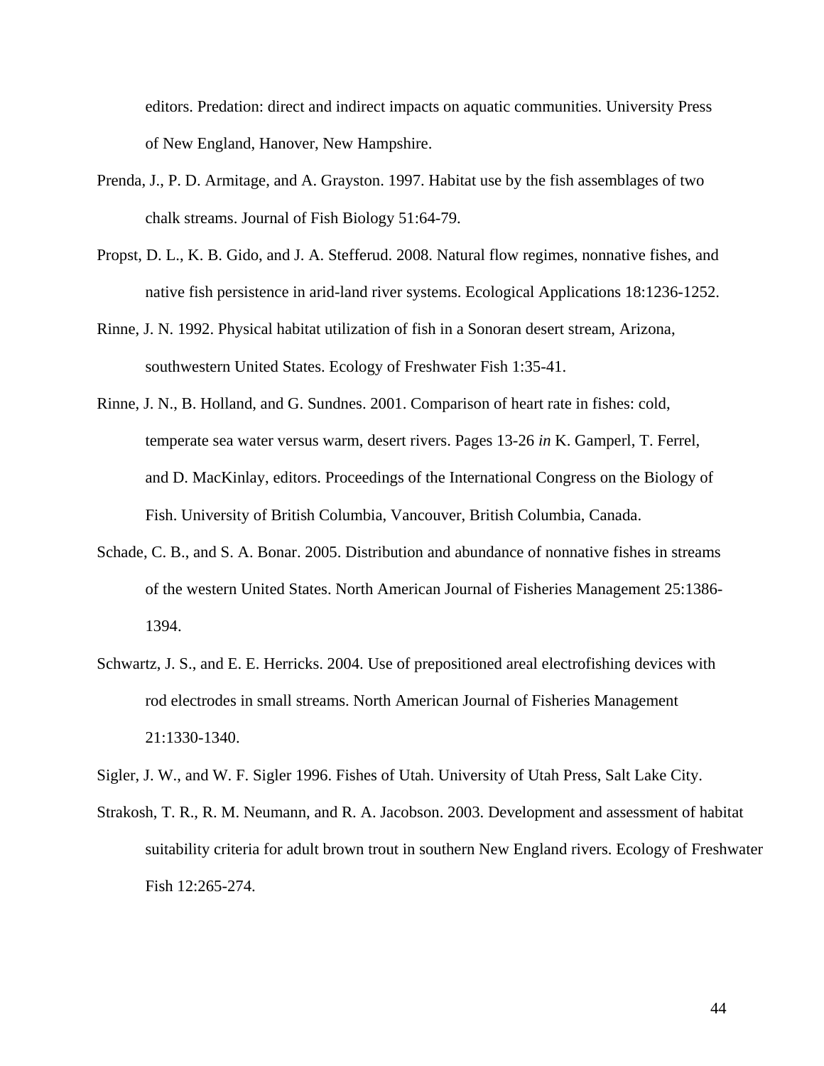editors. Predation: direct and indirect impacts on aquatic communities. University Press of New England, Hanover, New Hampshire.

Prenda, J., P. D. Armitage, and A. Grayston. 1997. Habitat use by the fish assemblages of two chalk streams. Journal of Fish Biology 51:64-79.

Propst, D. L., K. B. Gido, and J. A. Stefferud. 2008. Natural flow regimes, nonnative fishes, and native fish persistence in arid-land river systems. Ecological Applications 18:1236-1252.

Rinne, J. N. 1992. Physical habitat utilization of fish in a Sonoran desert stream, Arizona, southwestern United States. Ecology of Freshwater Fish 1:35-41.

Rinne, J. N., B. Holland, and G. Sundnes. 2001. Comparison of heart rate in fishes: cold, temperate sea water versus warm, desert rivers. Pages 13-26 *in* K. Gamperl, T. Ferrel, and D. MacKinlay, editors. Proceedings of the International Congress on the Biology of Fish. University of British Columbia, Vancouver, British Columbia, Canada.

Schade, C. B., and S. A. Bonar. 2005. Distribution and abundance of nonnative fishes in streams of the western United States. North American Journal of Fisheries Management 25:1386-1394.

Schwartz, J. S., and E. E. Herricks. 2004. Use of prepositioned areal electrofishing devices with rod electrodes in small streams. North American Journal of Fisheries Management 21:1330-1340.

Sigler, J. W., and W. F. Sigler 1996. Fishes of Utah. University of Utah Press, Salt Lake City.

Strakosh, T. R., R. M. Neumann, and R. A. Jacobson. 2003. Development and assessment of habitat suitability criteria for adult brown trout in southern New England rivers. Ecology of Freshwater Fish 12:265-274.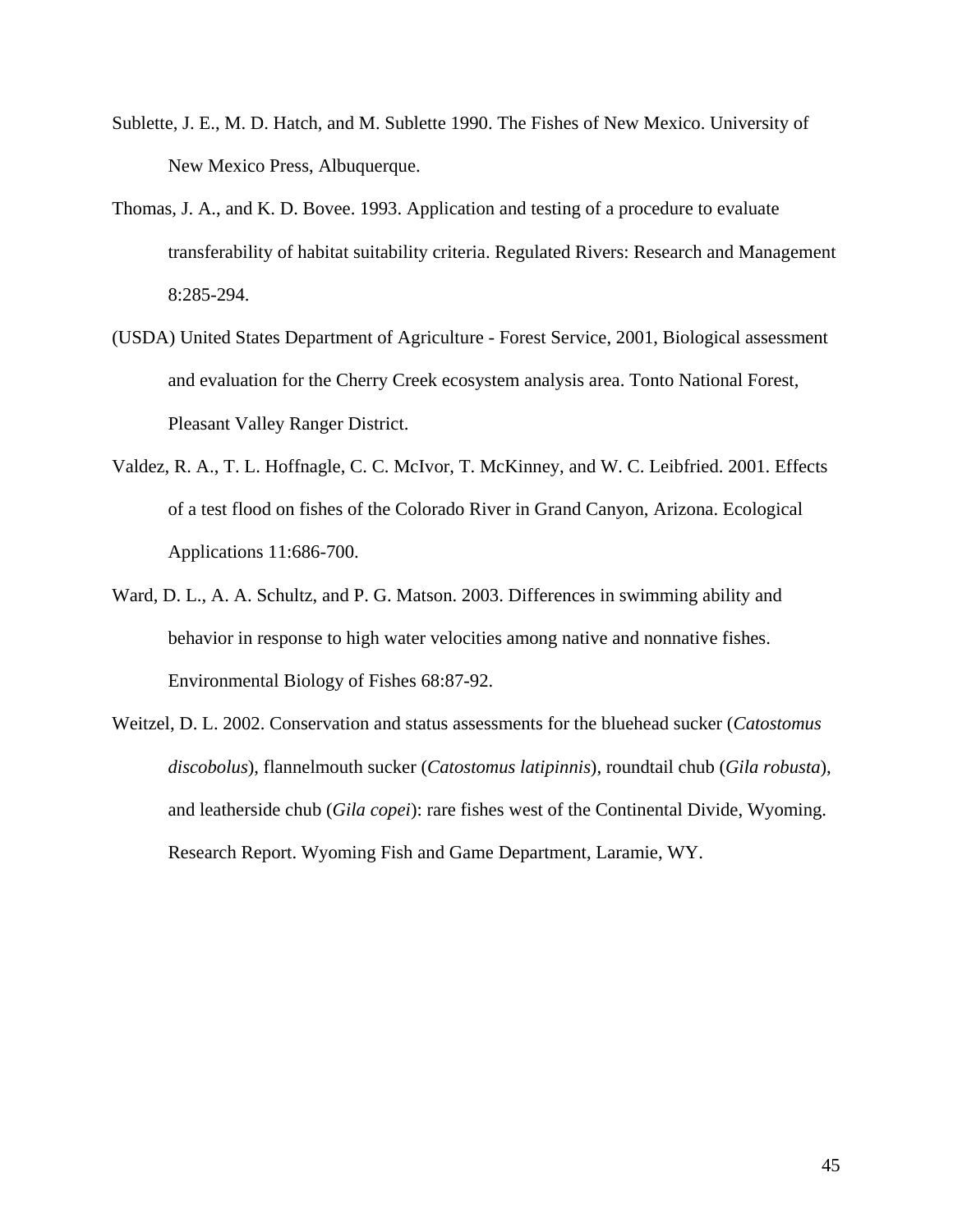Sublette, J. E., M. D. Hatch, and M. Sublette 1990. The Fishes of New Mexico. University of New Mexico Press, Albuquerque.

Thomas, J. A., and K. D. Bovee. 1993. Application and testing of a procedure to evaluate transferability of habitat suitability criteria. Regulated Rivers: Research and Management 8:285-294.

(USDA) United States Department of Agriculture - Forest Service, 2001, Biological assessment and evaluation for the Cherry Creek ecosystem analysis area. Tonto National Forest, Pleasant Valley Ranger District.

Valdez, R. A., T. L. Hoffnagle, C. C. McIvor, T. McKinney, and W. C. Leibfried. 2001. Effects of a test flood on fishes of the Colorado River in Grand Canyon, Arizona. Ecological Applications 11:686-700.

Ward, D. L., A. A. Schultz, and P. G. Matson. 2003. Differences in swimming ability and behavior in response to high water velocities among native and nonnative fishes. Environmental Biology of Fishes 68:87-92.

Weitzel, D. L. 2002. Conservation and status assessments for the bluehead sucker (*Catostomus discobolus*), flannelmouth sucker (*Catostomus latipinnis*), roundtail chub (*Gila robusta*), and leatherside chub (*Gila copei*): rare fishes west of the Continental Divide, Wyoming. Research Report. Wyoming Fish and Game Department, Laramie, WY.